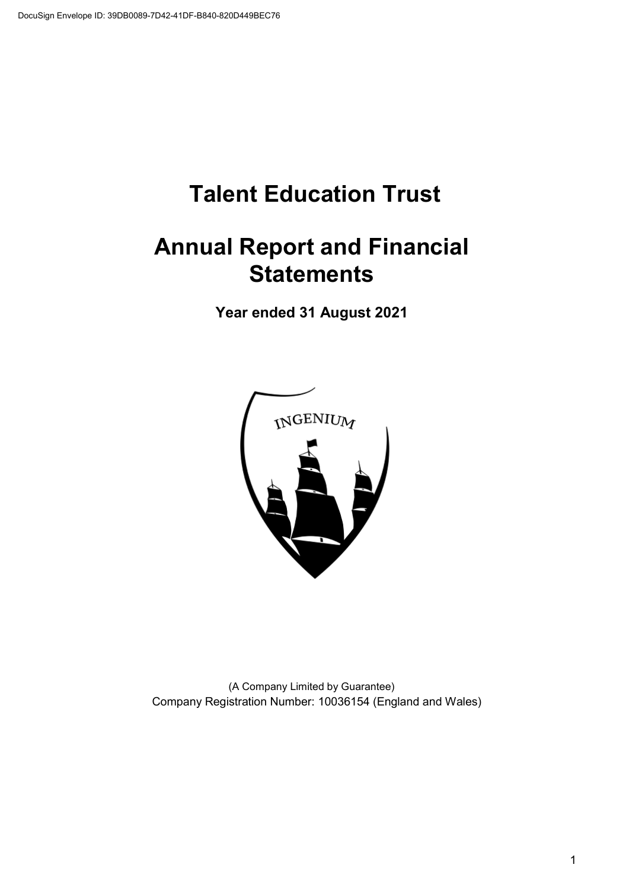# Talent Education Trust

# Annual Report and Financial Statements

**Year ended 31 August 2021**

(A Company Limited by Guarantee)
Company Registration Number: 10036154 (England and Wales)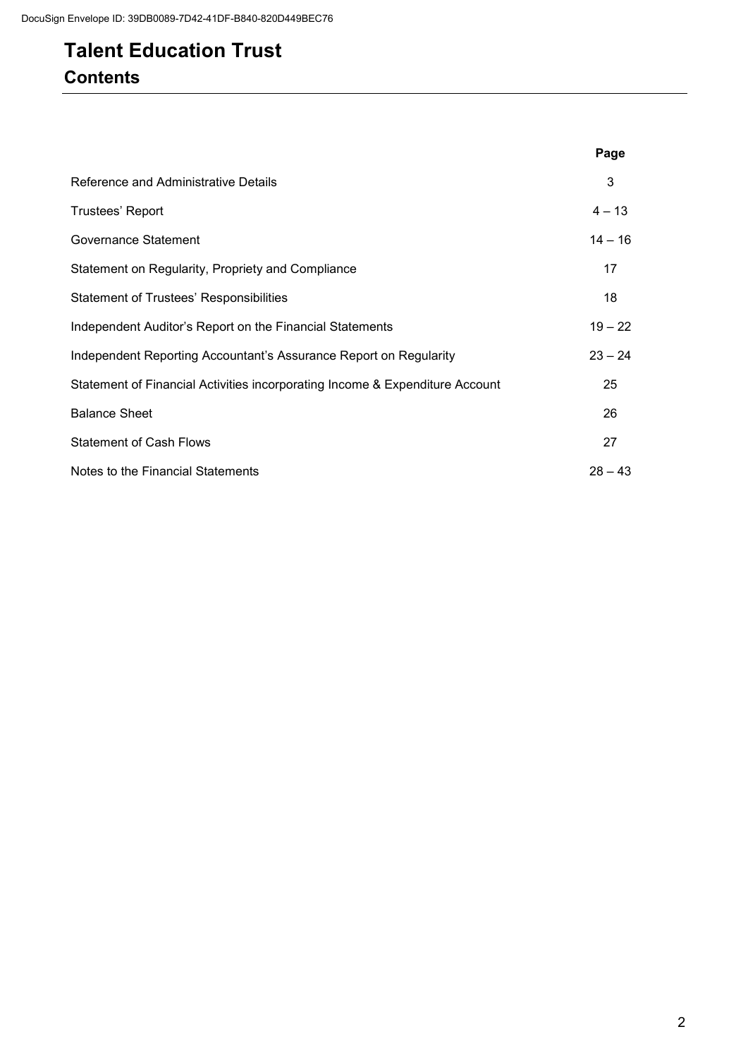# Talent Education Trust

## Contents

| | Page |
|---|---|
| Reference and Administrative Details | 3 |
| Trustees' Report | 4 – 13 |
| Governance Statement | 14 – 16 |
| Statement on Regularity, Propriety and Compliance | 17 |
| Statement of Trustees' Responsibilities | 18 |
| Independent Auditor's Report on the Financial Statements | 19 – 22 |
| Independent Reporting Accountant's Assurance Report on Regularity | 23 – 24 |
| Statement of Financial Activities incorporating Income & Expenditure Account | 25 |
| Balance Sheet | 26 |
| Statement of Cash Flows | 27 |
| Notes to the Financial Statements | 28 – 43 |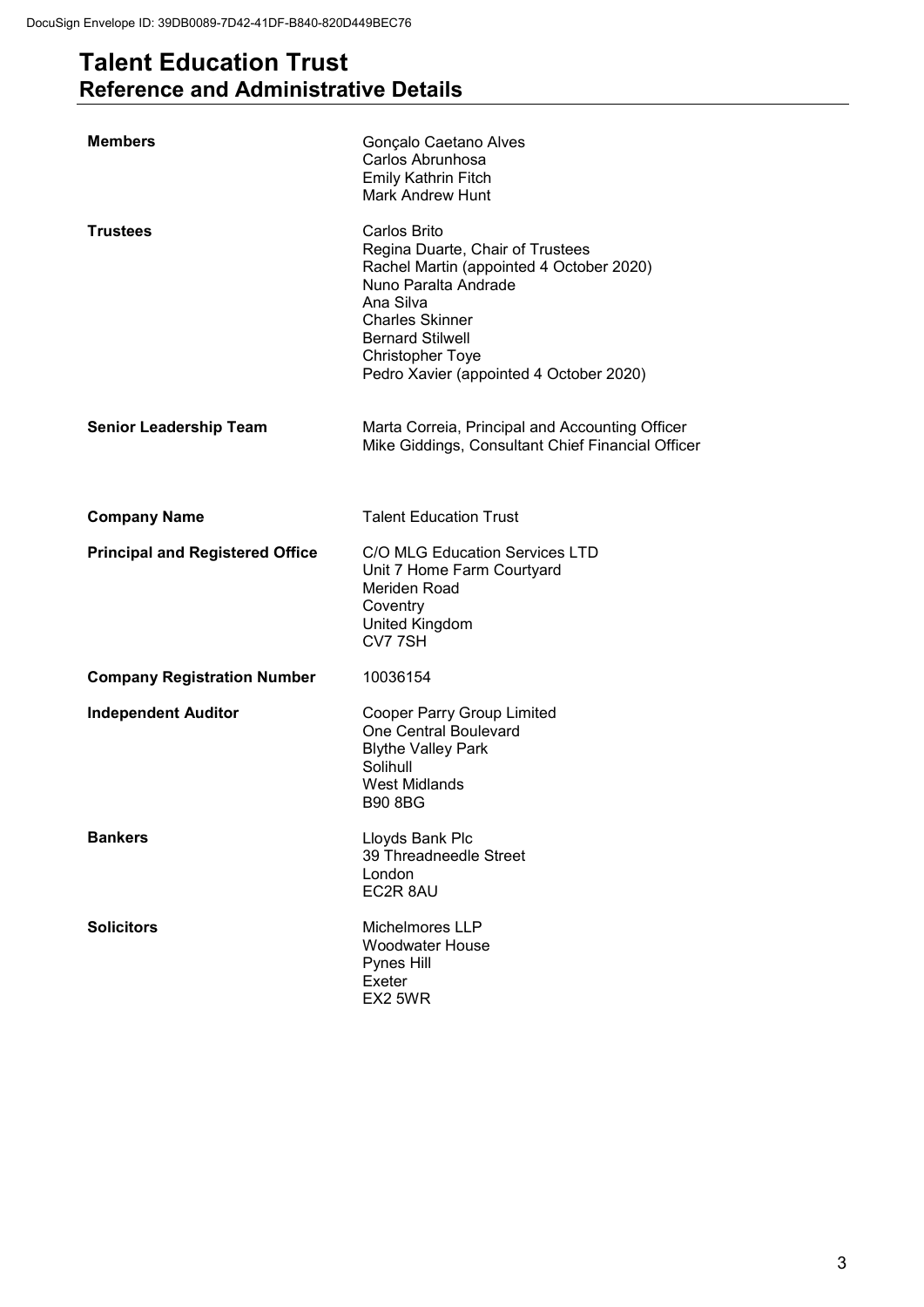# Talent Education Trust

## Reference and Administrative Details

| | |
|---|---|
| **Members** | Gonçalo Caetano Alves<br>Carlos Abrunhosa<br>Emily Kathrin Fitch<br>Mark Andrew Hunt |
| **Trustees** | Carlos Brito<br>Regina Duarte, Chair of Trustees<br>Rachel Martin (appointed 4 October 2020)<br>Nuno Paralta Andrade<br>Ana Silva<br>Charles Skinner<br>Bernard Stilwell<br>Christopher Toye<br>Pedro Xavier (appointed 4 October 2020) |
| **Senior Leadership Team** | Marta Correia, Principal and Accounting Officer<br>Mike Giddings, Consultant Chief Financial Officer |
| **Company Name** | Talent Education Trust |
| **Principal and Registered Office** | C/O MLG Education Services LTD<br>Unit 7 Home Farm Courtyard<br>Meriden Road<br>Coventry<br>United Kingdom<br>CV7 7SH |
| **Company Registration Number** | 10036154 |
| **Independent Auditor** | Cooper Parry Group Limited<br>One Central Boulevard<br>Blythe Valley Park<br>Solihull<br>West Midlands<br>B90 8BG |
| **Bankers** | Lloyds Bank Plc<br>39 Threadneedle Street<br>London<br>EC2R 8AU |
| **Solicitors** | Michelmores LLP<br>Woodwater House<br>Pynes Hill<br>Exeter<br>EX2 5WR |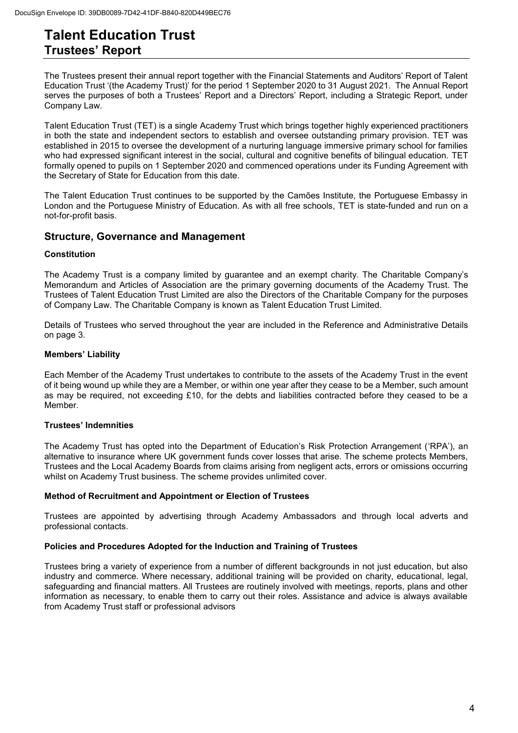# Talent Education Trust

## Trustees' Report

The Trustees present their annual report together with the Financial Statements and Auditors' Report of Talent Education Trust '(the Academy Trust)' for the period 1 September 2020 to 31 August 2021. The Annual Report serves the purposes of both a Trustees' Report and a Directors' Report, including a Strategic Report, under Company Law.

Talent Education Trust (TET) is a single Academy Trust which brings together highly experienced practitioners in both the state and independent sectors to establish and oversee outstanding primary provision. TET was established in 2015 to oversee the development of a nurturing language immersive primary school for families who had expressed significant interest in the social, cultural and cognitive benefits of bilingual education. TET formally opened to pupils on 1 September 2020 and commenced operations under its Funding Agreement with the Secretary of State for Education from this date.

The Talent Education Trust continues to be supported by the Camões Institute, the Portuguese Embassy in London and the Portuguese Ministry of Education. As with all free schools, TET is state-funded and run on a not-for-profit basis.

## Structure, Governance and Management

### Constitution

The Academy Trust is a company limited by guarantee and an exempt charity. The Charitable Company's Memorandum and Articles of Association are the primary governing documents of the Academy Trust. The Trustees of Talent Education Trust Limited are also the Directors of the Charitable Company for the purposes of Company Law. The Charitable Company is known as Talent Education Trust Limited.

Details of Trustees who served throughout the year are included in the Reference and Administrative Details on page 3.

### Members' Liability

Each Member of the Academy Trust undertakes to contribute to the assets of the Academy Trust in the event of it being wound up while they are a Member, or within one year after they cease to be a Member, such amount as may be required, not exceeding £10, for the debts and liabilities contracted before they ceased to be a Member.

### Trustees' Indemnities

The Academy Trust has opted into the Department of Education's Risk Protection Arrangement ('RPA'), an alternative to insurance where UK government funds cover losses that arise. The scheme protects Members, Trustees and the Local Academy Boards from claims arising from negligent acts, errors or omissions occurring whilst on Academy Trust business. The scheme provides unlimited cover.

### Method of Recruitment and Appointment or Election of Trustees

Trustees are appointed by advertising through Academy Ambassadors and through local adverts and professional contacts.

### Policies and Procedures Adopted for the Induction and Training of Trustees

Trustees bring a variety of experience from a number of different backgrounds in not just education, but also industry and commerce. Where necessary, additional training will be provided on charity, educational, legal, safeguarding and financial matters. All Trustees are routinely involved with meetings, reports, plans and other information as necessary, to enable them to carry out their roles. Assistance and advice is always available from Academy Trust staff or professional advisors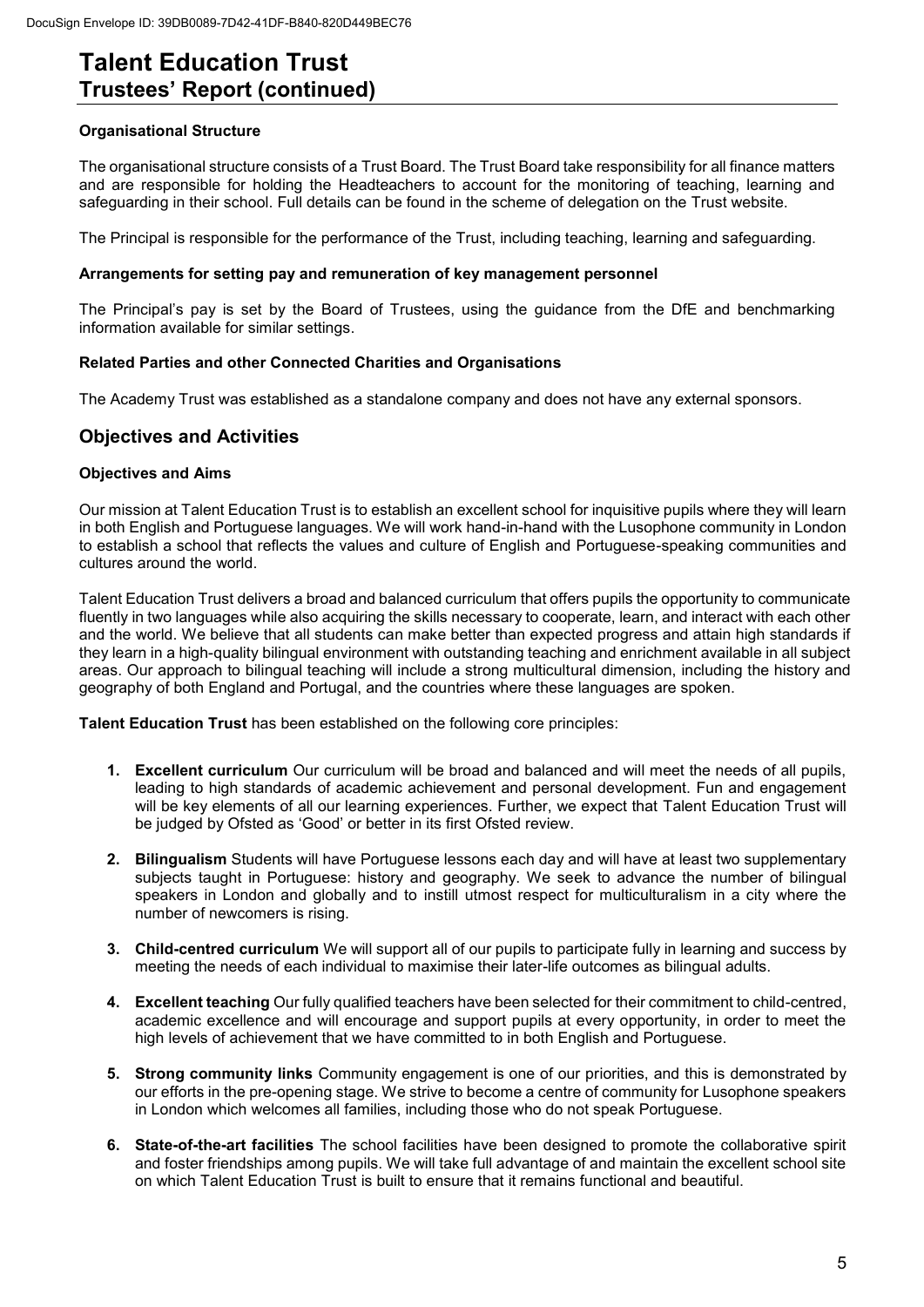## Organisational Structure

The organisational structure consists of a Trust Board. The Trust Board take responsibility for all finance matters and are responsible for holding the Headteachers to account for the monitoring of teaching, learning and safeguarding in their school. Full details can be found in the scheme of delegation on the Trust website.

The Principal is responsible for the performance of the Trust, including teaching, learning and safeguarding.

### Arrangements for setting pay and remuneration of key management personnel

The Principal's pay is set by the Board of Trustees, using the guidance from the DfE and benchmarking information available for similar settings.

### Related Parties and other Connected Charities and Organisations

The Academy Trust was established as a standalone company and does not have any external sponsors.

## Objectives and Activities

### Objectives and Aims

Our mission at Talent Education Trust is to establish an excellent school for inquisitive pupils where they will learn in both English and Portuguese languages. We will work hand-in-hand with the Lusophone community in London to establish a school that reflects the values and culture of English and Portuguese-speaking communities and cultures around the world.

Talent Education Trust delivers a broad and balanced curriculum that offers pupils the opportunity to communicate fluently in two languages while also acquiring the skills necessary to cooperate, learn, and interact with each other and the world. We believe that all students can make better than expected progress and attain high standards if they learn in a high-quality bilingual environment with outstanding teaching and enrichment available in all subject areas. Our approach to bilingual teaching will include a strong multicultural dimension, including the history and geography of both England and Portugal, and the countries where these languages are spoken.

**Talent Education Trust** has been established on the following core principles:

1. **Excellent curriculum** Our curriculum will be broad and balanced and will meet the needs of all pupils, leading to high standards of academic achievement and personal development. Fun and engagement will be key elements of all our learning experiences. Further, we expect that Talent Education Trust will be judged by Ofsted as 'Good' or better in its first Ofsted review.
2. **Bilingualism** Students will have Portuguese lessons each day and will have at least two supplementary subjects taught in Portuguese: history and geography. We seek to advance the number of bilingual speakers in London and globally and to instill utmost respect for multiculturalism in a city where the number of newcomers is rising.
3. **Child-centred curriculum** We will support all of our pupils to participate fully in learning and success by meeting the needs of each individual to maximise their later-life outcomes as bilingual adults.
4. **Excellent teaching** Our fully qualified teachers have been selected for their commitment to child-centred, academic excellence and will encourage and support pupils at every opportunity, in order to meet the high levels of achievement that we have committed to in both English and Portuguese.
5. **Strong community links** Community engagement is one of our priorities, and this is demonstrated by our efforts in the pre-opening stage. We strive to become a centre of community for Lusophone speakers in London which welcomes all families, including those who do not speak Portuguese.
6. **State-of-the-art facilities** The school facilities have been designed to promote the collaborative spirit and foster friendships among pupils. We will take full advantage of and maintain the excellent school site on which Talent Education Trust is built to ensure that it remains functional and beautiful.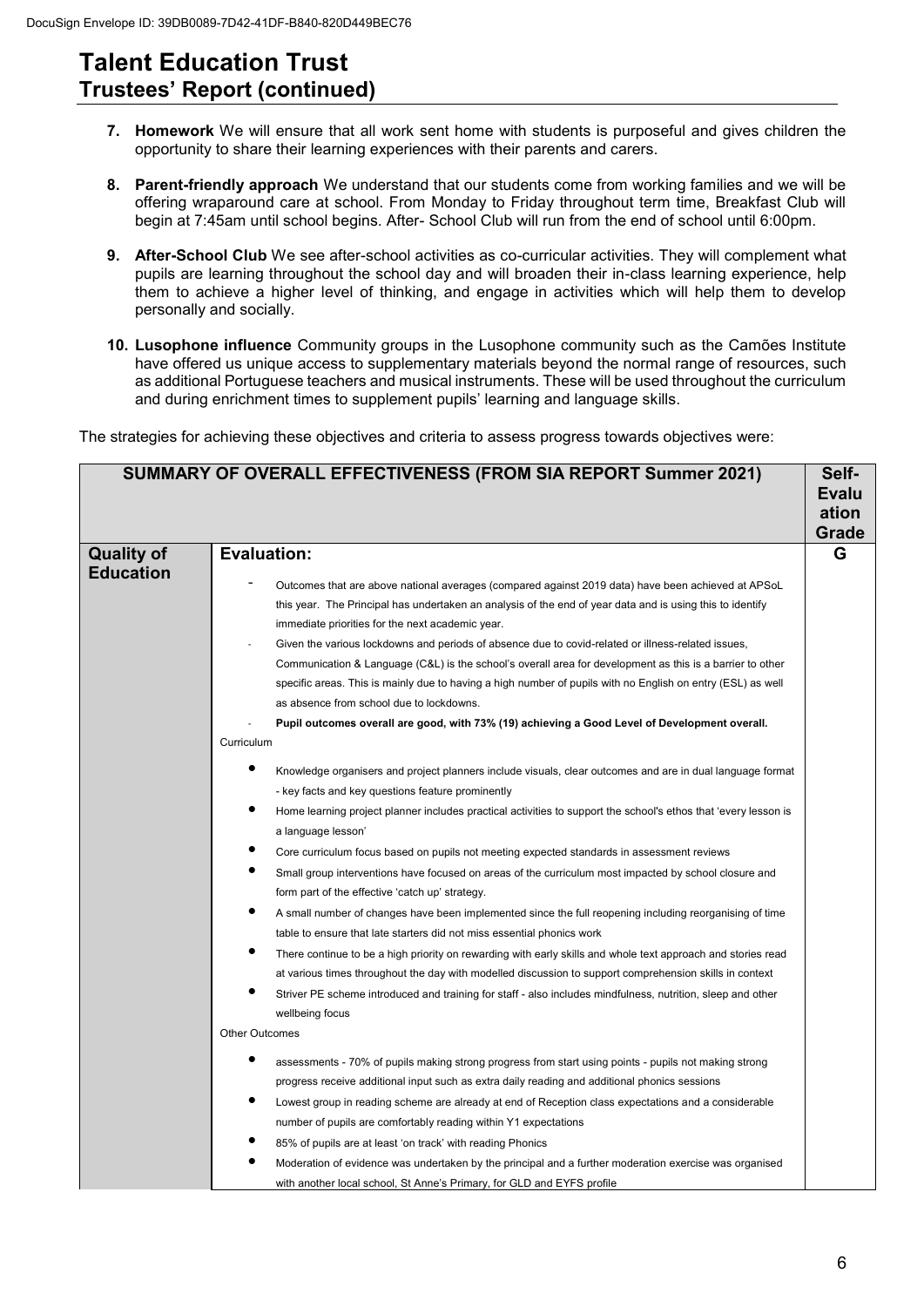# Talent Education Trust
## Trustees' Report (continued)

7. **Homework** We will ensure that all work sent home with students is purposeful and gives children the opportunity to share their learning experiences with their parents and carers.

8. **Parent-friendly approach** We understand that our students come from working families and we will be offering wraparound care at school. From Monday to Friday throughout term time, Breakfast Club will begin at 7:45am until school begins. After- School Club will run from the end of school until 6:00pm.

9. **After-School Club** We see after-school activities as co-curricular activities. They will complement what pupils are learning throughout the school day and will broaden their in-class learning experience, help them to achieve a higher level of thinking, and engage in activities which will help them to develop personally and socially.

10. **Lusophone influence** Community groups in the Lusophone community such as the Camões Institute have offered us unique access to supplementary materials beyond the normal range of resources, such as additional Portuguese teachers and musical instruments. These will be used throughout the curriculum and during enrichment times to supplement pupils' learning and language skills.

The strategies for achieving these objectives and criteria to assess progress towards objectives were:

| **SUMMARY OF OVERALL EFFECTIVENESS (FROM SIA REPORT Summer 2021)** | | **Self-Evaluation Grade** |
|---|---|---|
| **Quality of Education** | **Evaluation:**<br>- Outcomes that are above national averages (compared against 2019 data) have been achieved at APSoL this year. The Principal has undertaken an analysis of the end of year data and is using this to identify immediate priorities for the next academic year.<br>- Given the various lockdowns and periods of absence due to covid-related or illness-related issues, Communication & Language (C&L) is the school's overall area for development as this is a barrier to other specific areas. This is mainly due to having a high number of pupils with no English on entry (ESL) as well as absence from school due to lockdowns.<br>- **Pupil outcomes overall are good, with 73% (19) achieving a Good Level of Development overall.**<br>Curriculum<br>• Knowledge organisers and project planners include visuals, clear outcomes and are in dual language format - key facts and key questions feature prominently<br>• Home learning project planner includes practical activities to support the school's ethos that 'every lesson is a language lesson'<br>• Core curriculum focus based on pupils not meeting expected standards in assessment reviews<br>• Small group interventions have focused on areas of the curriculum most impacted by school closure and form part of the effective 'catch up' strategy.<br>• A small number of changes have been implemented since the full reopening including reorganising of time table to ensure that late starters did not miss essential phonics work<br>• There continue to be a high priority on rewarding with early skills and whole text approach and stories read at various times throughout the day with modelled discussion to support comprehension skills in context<br>• Striver PE scheme introduced and training for staff - also includes mindfulness, nutrition, sleep and other wellbeing focus<br>Other Outcomes<br>• assessments - 70% of pupils making strong progress from start using points - pupils not making strong progress receive additional input such as extra daily reading and additional phonics sessions<br>• Lowest group in reading scheme are already at end of Reception class expectations and a considerable number of pupils are comfortably reading within Y1 expectations<br>• 85% of pupils are at least 'on track' with reading Phonics<br>• Moderation of evidence was undertaken by the principal and a further moderation exercise was organised with another local school, St Anne's Primary, for GLD and EYFS profile | G |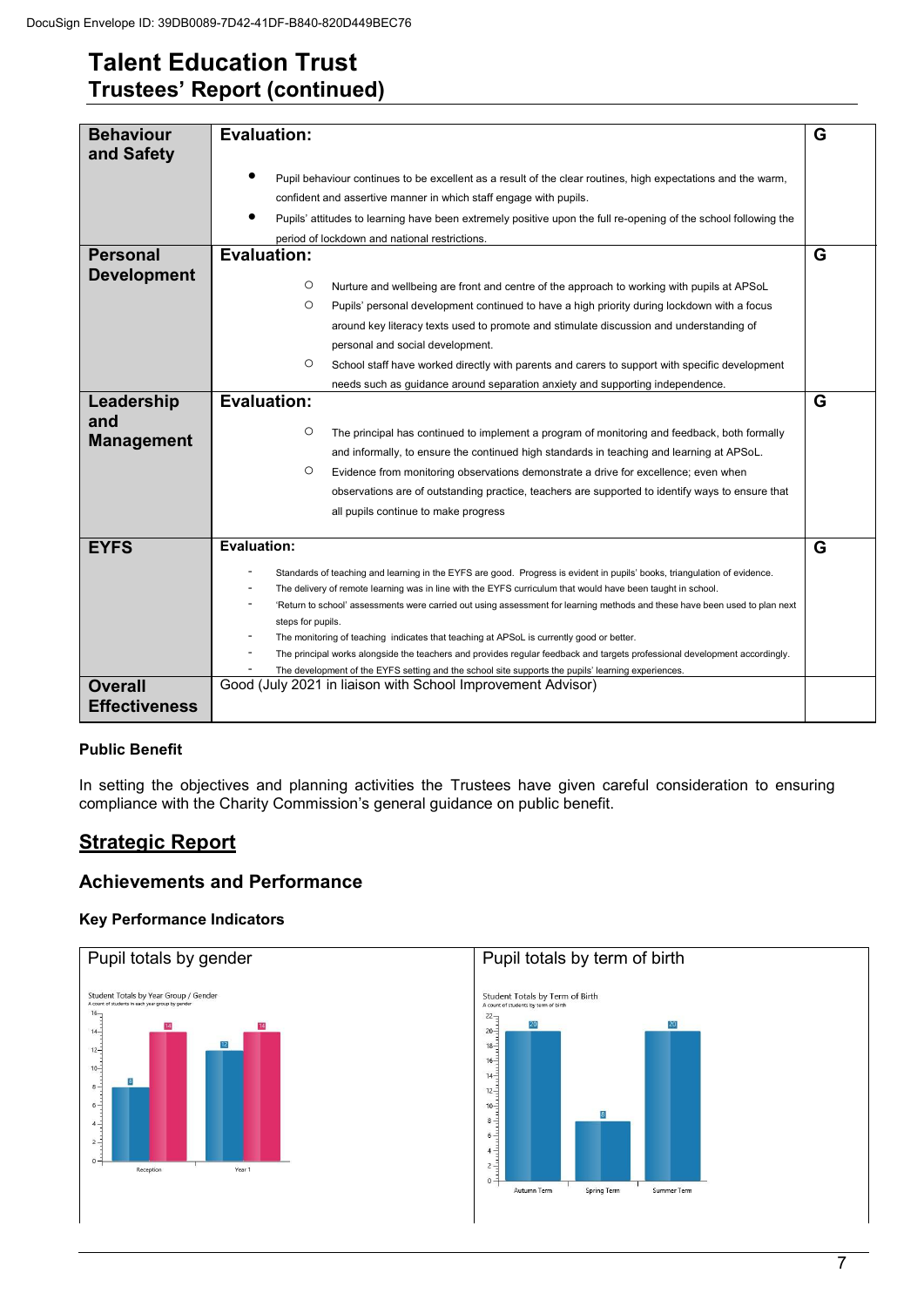| Behaviour and Safety | Evaluation:<br><br>• Pupil behaviour continues to be excellent as a result of the clear routines, high expectations and the warm, confident and assertive manner in which staff engage with pupils.<br>• Pupils' attitudes to learning have been extremely positive upon the full re-opening of the school following the period of lockdown and national restrictions. | G |
|---|---|---|
| Personal Development | Evaluation:<br><br>○ Nurture and wellbeing are front and centre of the approach to working with pupils at APSoL<br>○ Pupils' personal development continued to have a high priority during lockdown with a focus around key literacy texts used to promote and stimulate discussion and understanding of personal and social development.<br>○ School staff have worked directly with parents and carers to support with specific development needs such as guidance around separation anxiety and supporting independence. | G |
| Leadership and Management | Evaluation:<br><br>○ The principal has continued to implement a program of monitoring and feedback, both formally and informally, to ensure the continued high standards in teaching and learning at APSoL.<br>○ Evidence from monitoring observations demonstrate a drive for excellence; even when observations are of outstanding practice, teachers are supported to identify ways to ensure that all pupils continue to make progress | G |
| EYFS | Evaluation:<br><br>- Standards of teaching and learning in the EYFS are good. Progress is evident in pupils' books, triangulation of evidence.<br>- The delivery of remote learning was in line with the EYFS curriculum that would have been taught in school.<br>- 'Return to school' assessments were carried out using assessment for learning methods and these have been used to plan next steps for pupils.<br>- The monitoring of teaching indicates that teaching at APSoL is currently good or better.<br>- The principal works alongside the teachers and provides regular feedback and targets professional development accordingly.<br>- The development of the EYFS setting and the school site supports the pupils' learning experiences. | G |
| Overall Effectiveness | Good (July 2021 in liaison with School Improvement Advisor) | |

### Public Benefit

In setting the objectives and planning activities the Trustees have given careful consideration to ensuring compliance with the Charity Commission's general guidance on public benefit.

## Strategic Report

## Achievements and Performance

### Key Performance Indicators

| Pupil totals by gender | Pupil totals by term of birth |
|---|---|
| Student Totals by Year Group / Gender<br>A count of students in each year group by gender<br>Reception: 8, 14<br>Year 1: 12, 14 | Student Totals by Term of Birth<br>A count of students by term of birth<br>Autumn Term: 20<br>Spring Term: 8<br>Summer Term: 20 |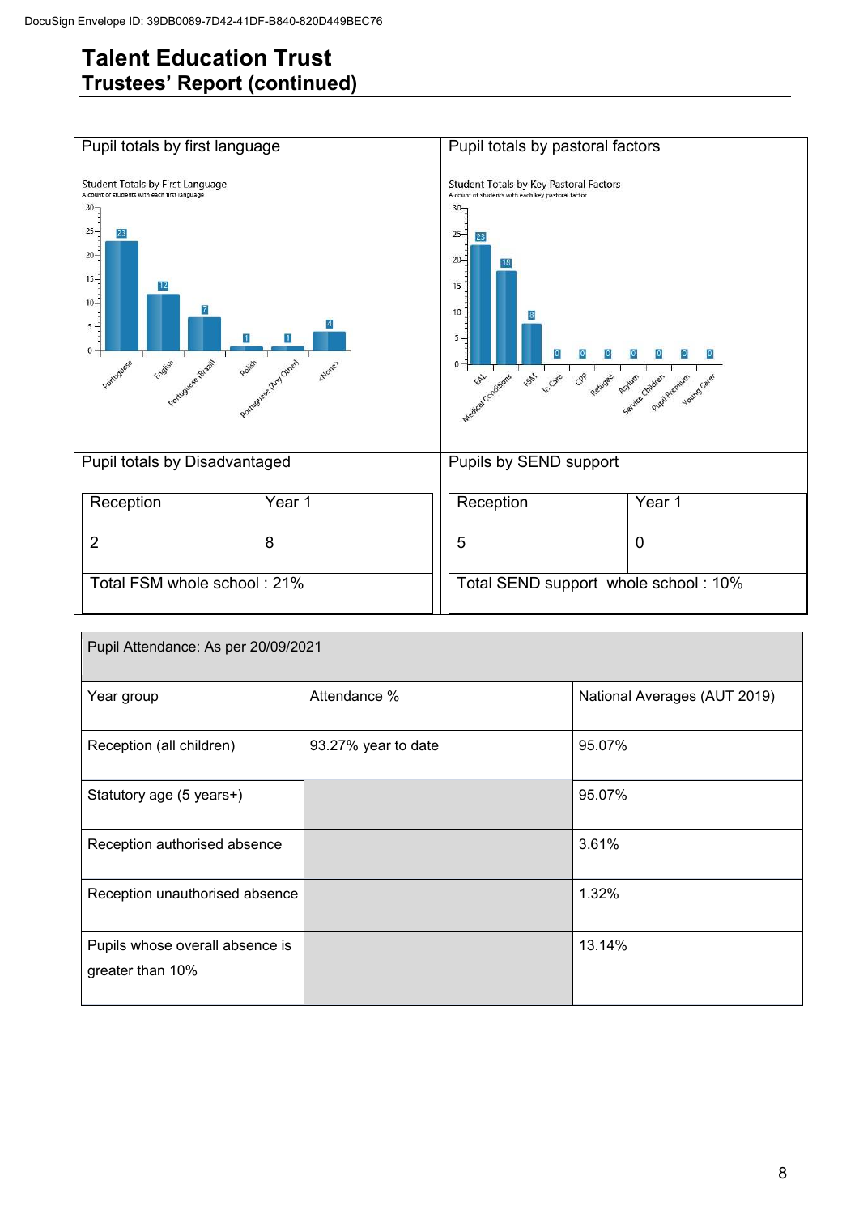# Talent Education Trust
## Trustees' Report (continued)

### Pupil totals by first language

Student Totals by First Language
A count of students with each first language

| First language | Count |
|---|---|
| Portuguese | 23 |
| English | 12 |
| Portuguese (Brazil) | 7 |
| Polish | 1 |
| Portuguese (Any Other) | 1 |
| <None> | 4 |

### Pupil totals by pastoral factors

Student Totals by Key Pastoral Factors
A count of students with each key pastoral factor

| Pastoral factor | Count |
|---|---|
| EAL | 23 |
| Medical Conditions | 18 |
| FSM | 8 |
| In Care | 0 |
| CPP | 0 |
| Refugee | 0 |
| Asylum | 0 |
| Service Children | 0 |
| Pupil Premium | 0 |
| Young Carer | 0 |

### Pupil totals by Disadvantaged

| Reception | Year 1 |
|---|---|
| 2 | 8 |
| Total FSM whole school : 21% | |

### Pupils by SEND support

| Reception | Year 1 |
|---|---|
| 5 | 0 |
| Total SEND support whole school : 10% | |

| Pupil Attendance: As per 20/09/2021 | | |
|---|---|---|
| Year group | Attendance % | National Averages (AUT 2019) |
| Reception (all children) | 93.27% year to date | 95.07% |
| Statutory age (5 years+) | | 95.07% |
| Reception authorised absence | | 3.61% |
| Reception unauthorised absence | | 1.32% |
| Pupils whose overall absence is greater than 10% | | 13.14% |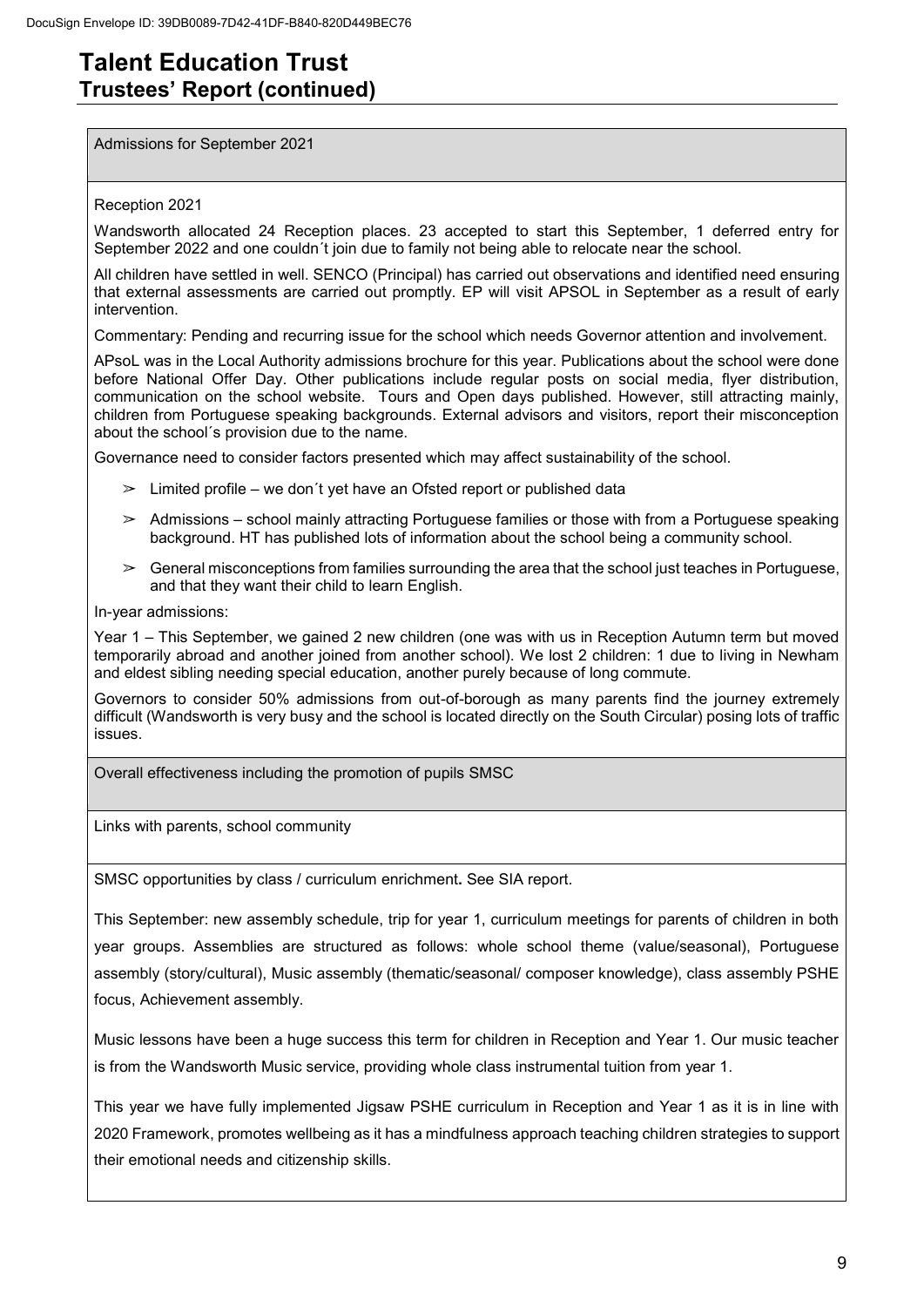# Talent Education Trust

## Trustees' Report (continued)

Admissions for September 2021

Reception 2021

Wandsworth allocated 24 Reception places. 23 accepted to start this September, 1 deferred entry for September 2022 and one couldn´t join due to family not being able to relocate near the school.

All children have settled in well. SENCO (Principal) has carried out observations and identified need ensuring that external assessments are carried out promptly. EP will visit APSOL in September as a result of early intervention.

Commentary: Pending and recurring issue for the school which needs Governor attention and involvement.

APsoL was in the Local Authority admissions brochure for this year. Publications about the school were done before National Offer Day. Other publications include regular posts on social media, flyer distribution, communication on the school website. Tours and Open days published. However, still attracting mainly, children from Portuguese speaking backgrounds. External advisors and visitors, report their misconception about the school´s provision due to the name.

Governance need to consider factors presented which may affect sustainability of the school.

- ➢ Limited profile – we don´t yet have an Ofsted report or published data
- ➢ Admissions – school mainly attracting Portuguese families or those with from a Portuguese speaking background. HT has published lots of information about the school being a community school.
- ➢ General misconceptions from families surrounding the area that the school just teaches in Portuguese, and that they want their child to learn English.

In-year admissions:

Year 1 – This September, we gained 2 new children (one was with us in Reception Autumn term but moved temporarily abroad and another joined from another school). We lost 2 children: 1 due to living in Newham and eldest sibling needing special education, another purely because of long commute.

Governors to consider 50% admissions from out-of-borough as many parents find the journey extremely difficult (Wandsworth is very busy and the school is located directly on the South Circular) posing lots of traffic issues.

Overall effectiveness including the promotion of pupils SMSC

Links with parents, school community

SMSC opportunities by class / curriculum enrichment**.** See SIA report.

This September: new assembly schedule, trip for year 1, curriculum meetings for parents of children in both year groups. Assemblies are structured as follows: whole school theme (value/seasonal), Portuguese assembly (story/cultural), Music assembly (thematic/seasonal/ composer knowledge), class assembly PSHE focus, Achievement assembly.

Music lessons have been a huge success this term for children in Reception and Year 1. Our music teacher is from the Wandsworth Music service, providing whole class instrumental tuition from year 1.

This year we have fully implemented Jigsaw PSHE curriculum in Reception and Year 1 as it is in line with 2020 Framework, promotes wellbeing as it has a mindfulness approach teaching children strategies to support their emotional needs and citizenship skills.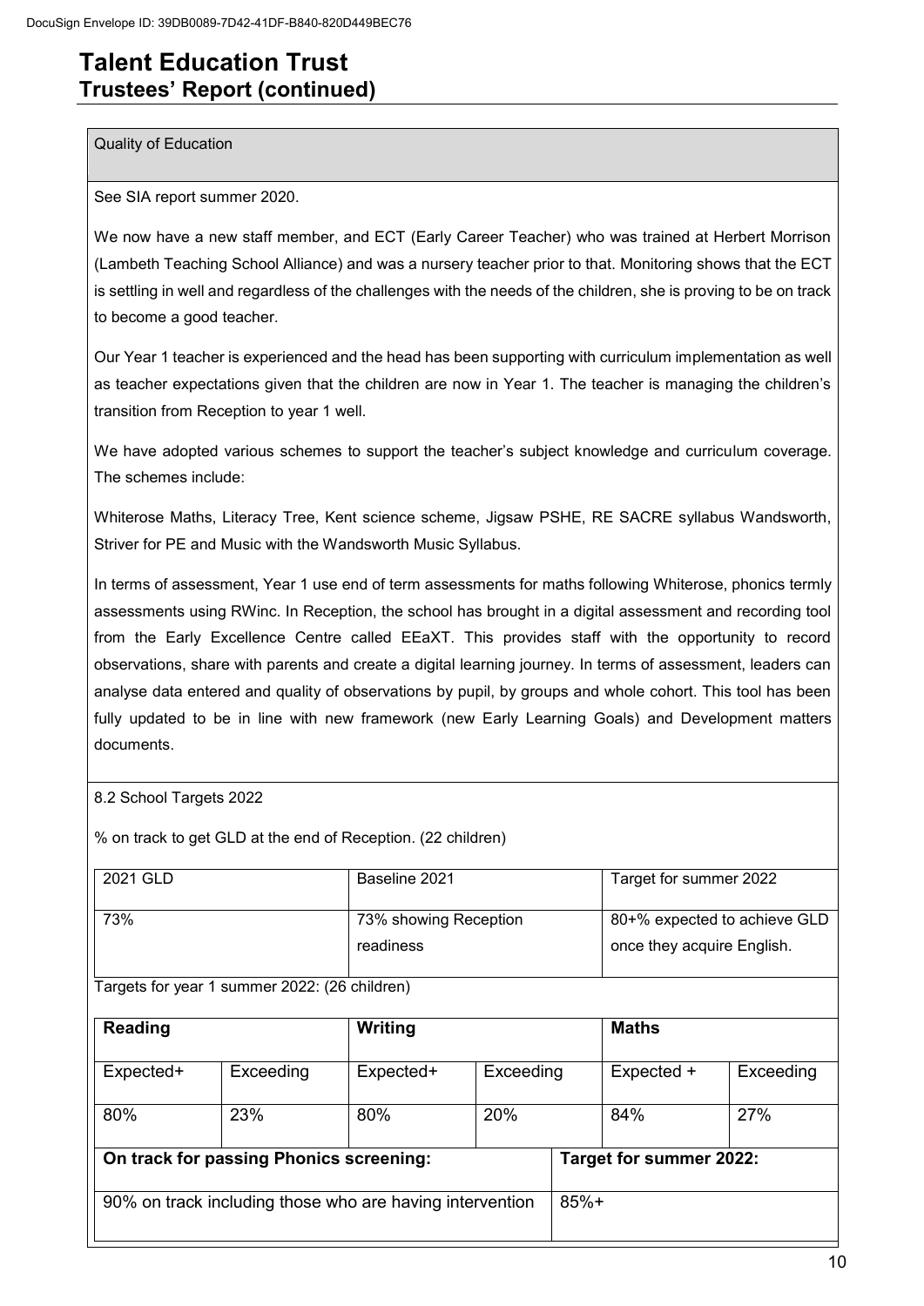# Talent Education Trust
## Trustees' Report (continued)

### Quality of Education

See SIA report summer 2020.

We now have a new staff member, and ECT (Early Career Teacher) who was trained at Herbert Morrison (Lambeth Teaching School Alliance) and was a nursery teacher prior to that. Monitoring shows that the ECT is settling in well and regardless of the challenges with the needs of the children, she is proving to be on track to become a good teacher.

Our Year 1 teacher is experienced and the head has been supporting with curriculum implementation as well as teacher expectations given that the children are now in Year 1. The teacher is managing the children's transition from Reception to year 1 well.

We have adopted various schemes to support the teacher's subject knowledge and curriculum coverage. The schemes include:

Whiterose Maths, Literacy Tree, Kent science scheme, Jigsaw PSHE, RE SACRE syllabus Wandsworth, Striver for PE and Music with the Wandsworth Music Syllabus.

In terms of assessment, Year 1 use end of term assessments for maths following Whiterose, phonics termly assessments using RWinc. In Reception, the school has brought in a digital assessment and recording tool from the Early Excellence Centre called EEaXT. This provides staff with the opportunity to record observations, share with parents and create a digital learning journey. In terms of assessment, leaders can analyse data entered and quality of observations by pupil, by groups and whole cohort. This tool has been fully updated to be in line with new framework (new Early Learning Goals) and Development matters documents.

8.2 School Targets 2022

% on track to get GLD at the end of Reception. (22 children)

| 2021 GLD | Baseline 2021 | Target for summer 2022 |
|---|---|---|
| 73% | 73% showing Reception readiness | 80+% expected to achieve GLD once they acquire English. |

Targets for year 1 summer 2022: (26 children)

| **Reading** | | **Writing** | | **Maths** | |
|---|---|---|---|---|---|
| Expected+ | Exceeding | Expected+ | Exceeding | Expected + | Exceeding |
| 80% | 23% | 80% | 20% | 84% | 27% |

| **On track for passing Phonics screening:** | **Target for summer 2022:** |
|---|---|
| 90% on track including those who are having intervention | 85%+ |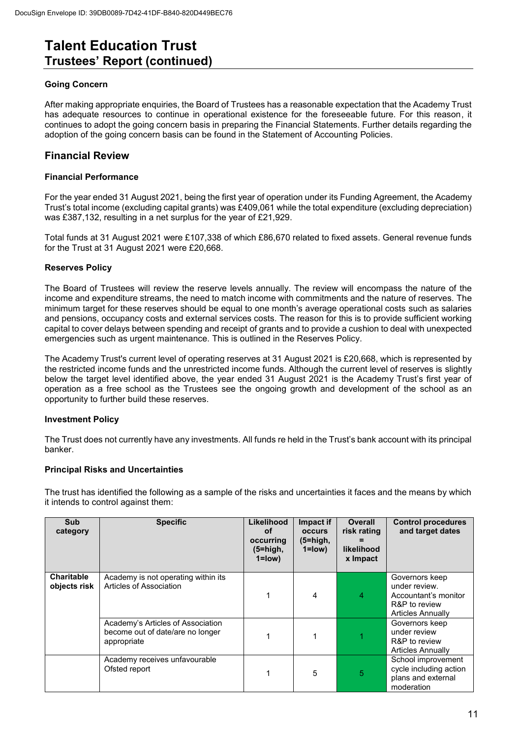# Talent Education Trust

## Trustees' Report (continued)

### Going Concern

After making appropriate enquiries, the Board of Trustees has a reasonable expectation that the Academy Trust has adequate resources to continue in operational existence for the foreseeable future. For this reason, it continues to adopt the going concern basis in preparing the Financial Statements. Further details regarding the adoption of the going concern basis can be found in the Statement of Accounting Policies.

## Financial Review

### Financial Performance

For the year ended 31 August 2021, being the first year of operation under its Funding Agreement, the Academy Trust's total income (excluding capital grants) was £409,061 while the total expenditure (excluding depreciation) was £387,132, resulting in a net surplus for the year of £21,929.

Total funds at 31 August 2021 were £107,338 of which £86,670 related to fixed assets. General revenue funds for the Trust at 31 August 2021 were £20,668.

### Reserves Policy

The Board of Trustees will review the reserve levels annually. The review will encompass the nature of the income and expenditure streams, the need to match income with commitments and the nature of reserves. The minimum target for these reserves should be equal to one month's average operational costs such as salaries and pensions, occupancy costs and external services costs. The reason for this is to provide sufficient working capital to cover delays between spending and receipt of grants and to provide a cushion to deal with unexpected emergencies such as urgent maintenance. This is outlined in the Reserves Policy.

The Academy Trust's current level of operating reserves at 31 August 2021 is £20,668, which is represented by the restricted income funds and the unrestricted income funds. Although the current level of reserves is slightly below the target level identified above, the year ended 31 August 2021 is the Academy Trust's first year of operation as a free school as the Trustees see the ongoing growth and development of the school as an opportunity to further build these reserves.

### Investment Policy

The Trust does not currently have any investments. All funds re held in the Trust's bank account with its principal banker.

### Principal Risks and Uncertainties

The trust has identified the following as a sample of the risks and uncertainties it faces and the means by which it intends to control against them:

| Sub category | Specific | Likelihood of occurring (5=high, 1=low) | Impact if occurs (5=high, 1=low) | Overall risk rating = likelihood x Impact | Control procedures and target dates |
|---|---|---|---|---|---|
| **Charitable objects risk** | Academy is not operating within its Articles of Association | 1 | 4 | 4 | Governors keep under review. Accountant's monitor R&P to review Articles Annually |
| | Academy's Articles of Association become out of date/are no longer appropriate | 1 | 1 | 1 | Governors keep under review R&P to review Articles Annually |
| | Academy receives unfavourable Ofsted report | 1 | 5 | 5 | School improvement cycle including action plans and external moderation |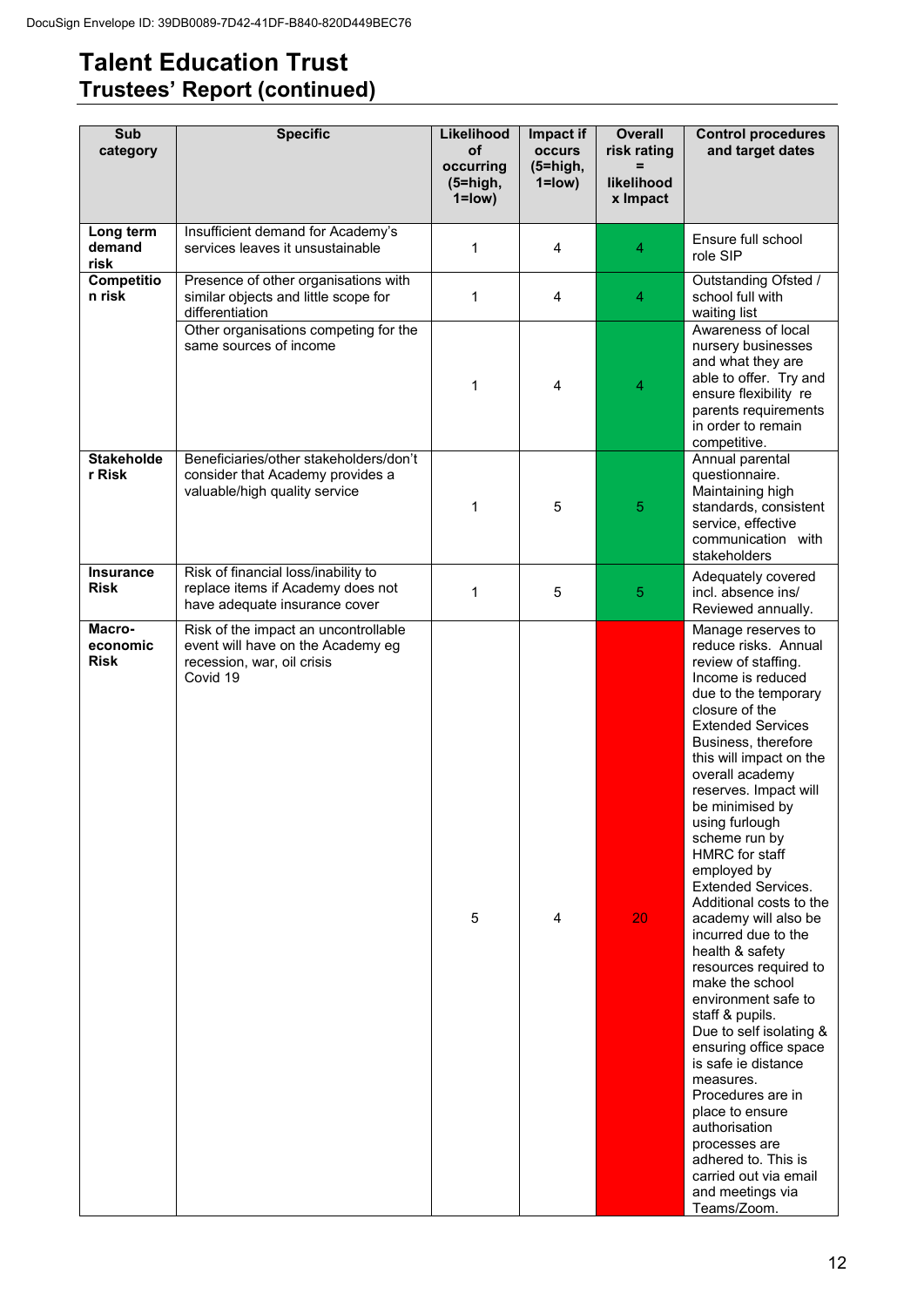# Talent Education Trust

## Trustees' Report (continued)

| Sub category | Specific | Likelihood of occurring (5=high, 1=low) | Impact if occurs (5=high, 1=low) | Overall risk rating = likelihood x Impact | Control procedures and target dates |
|---|---|---|---|---|---|
| **Long term demand risk** | Insufficient demand for Academy's services leaves it unsustainable | 1 | 4 | 4 | Ensure full school role SIP |
| **Competition risk** | Presence of other organisations with similar objects and little scope for differentiation | 1 | 4 | 4 | Outstanding Ofsted / school full with waiting list |
| | Other organisations competing for the same sources of income | 1 | 4 | 4 | Awareness of local nursery businesses and what they are able to offer. Try and ensure flexibility re parents requirements in order to remain competitive. |
| **Stakeholder Risk** | Beneficiaries/other stakeholders/don't consider that Academy provides a valuable/high quality service | 1 | 5 | 5 | Annual parental questionnaire. Maintaining high standards, consistent service, effective communication with stakeholders |
| **Insurance Risk** | Risk of financial loss/inability to replace items if Academy does not have adequate insurance cover | 1 | 5 | 5 | Adequately covered incl. absence ins/ Reviewed annually. |
| **Macro-economic Risk** | Risk of the impact an uncontrollable event will have on the Academy eg recession, war, oil crisis Covid 19 | 5 | 4 | 20 | Manage reserves to reduce risks. Annual review of staffing. Income is reduced due to the temporary closure of the Extended Services Business, therefore this will impact on the overall academy reserves. Impact will be minimised by using furlough scheme run by HMRC for staff employed by Extended Services. Additional costs to the academy will also be incurred due to the health & safety resources required to make the school environment safe to staff & pupils. Due to self isolating & ensuring office space is safe ie distance measures. Procedures are in place to ensure authorisation processes are adhered to. This is carried out via email and meetings via Teams/Zoom. |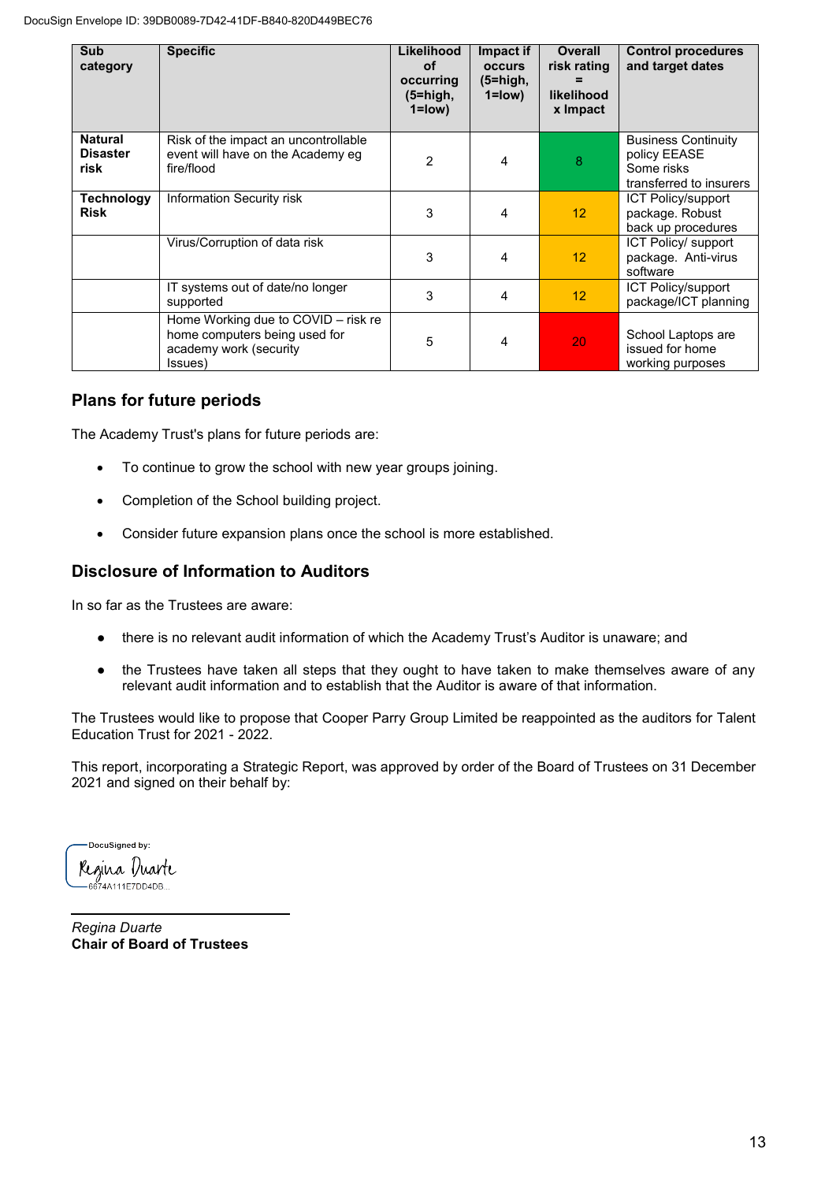| Sub category | Specific | Likelihood of occurring (5=high, 1=low) | Impact if occurs (5=high, 1=low) | Overall risk rating = likelihood x Impact | Control procedures and target dates |
|---|---|---|---|---|---|
| **Natural Disaster risk** | Risk of the impact an uncontrollable event will have on the Academy eg fire/flood | 2 | 4 | 8 | Business Continuity policy EEASE Some risks transferred to insurers |
| **Technology Risk** | Information Security risk | 3 | 4 | 12 | ICT Policy/support package. Robust back up procedures |
| | Virus/Corruption of data risk | 3 | 4 | 12 | ICT Policy/ support package. Anti-virus software |
| | IT systems out of date/no longer supported | 3 | 4 | 12 | ICT Policy/support package/ICT planning |
| | Home Working due to COVID – risk re home computers being used for academy work (security Issues) | 5 | 4 | 20 | School Laptops are issued for home working purposes |

## Plans for future periods

The Academy Trust's plans for future periods are:

- To continue to grow the school with new year groups joining.
- Completion of the School building project.
- Consider future expansion plans once the school is more established.

## Disclosure of Information to Auditors

In so far as the Trustees are aware:

- there is no relevant audit information of which the Academy Trust's Auditor is unaware; and
- the Trustees have taken all steps that they ought to have taken to make themselves aware of any relevant audit information and to establish that the Auditor is aware of that information.

The Trustees would like to propose that Cooper Parry Group Limited be reappointed as the auditors for Talent Education Trust for 2021 - 2022.

This report, incorporating a Strategic Report, was approved by order of the Board of Trustees on 31 December 2021 and signed on their behalf by:

DocuSigned by:
Regina Duarte
6674A111E7DD4DB...

*Regina Duarte*
**Chair of Board of Trustees**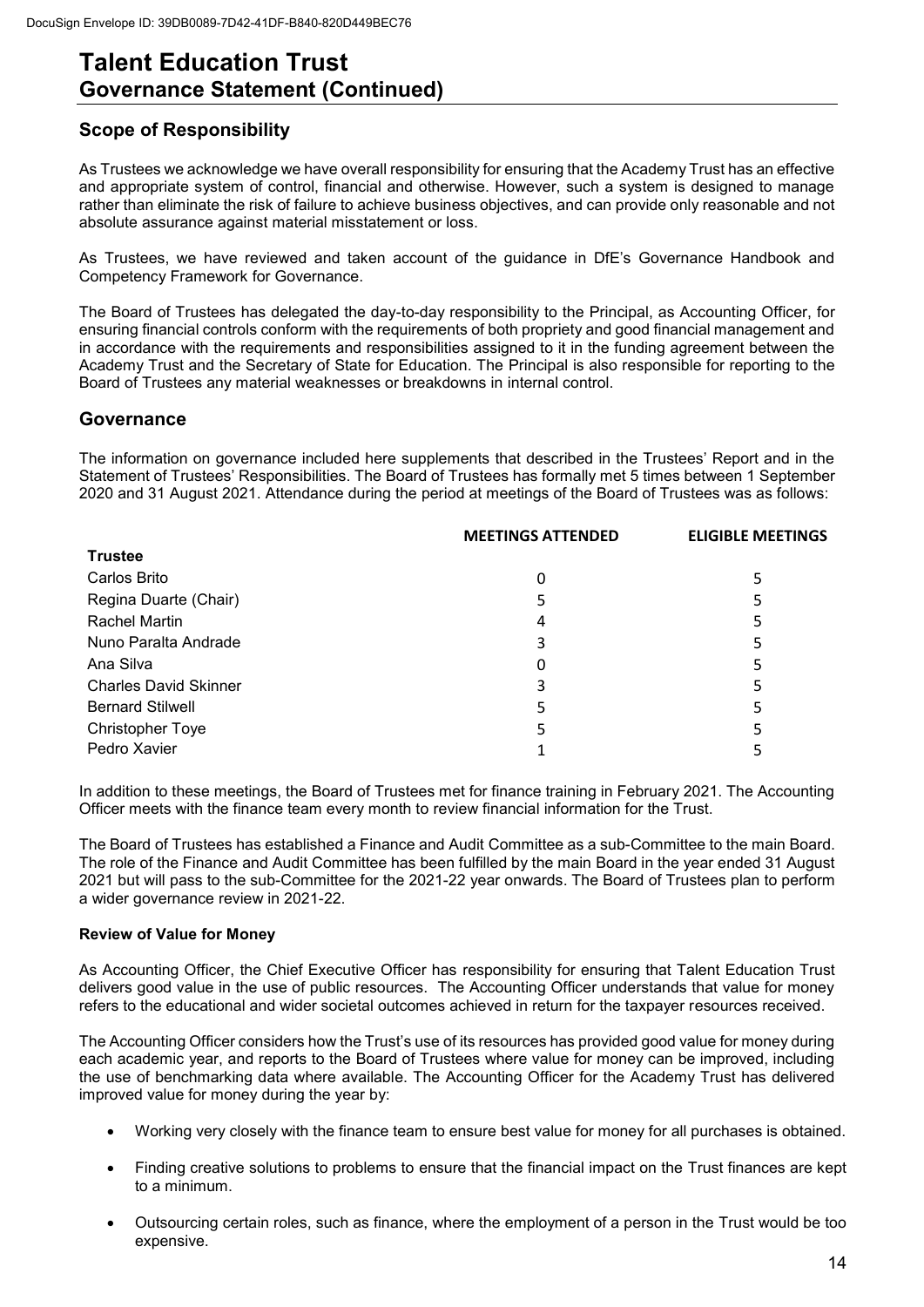# Talent Education Trust

## Governance Statement (Continued)

### Scope of Responsibility

As Trustees we acknowledge we have overall responsibility for ensuring that the Academy Trust has an effective and appropriate system of control, financial and otherwise. However, such a system is designed to manage rather than eliminate the risk of failure to achieve business objectives, and can provide only reasonable and not absolute assurance against material misstatement or loss.

As Trustees, we have reviewed and taken account of the guidance in DfE's Governance Handbook and Competency Framework for Governance.

The Board of Trustees has delegated the day-to-day responsibility to the Principal, as Accounting Officer, for ensuring financial controls conform with the requirements of both propriety and good financial management and in accordance with the requirements and responsibilities assigned to it in the funding agreement between the Academy Trust and the Secretary of State for Education. The Principal is also responsible for reporting to the Board of Trustees any material weaknesses or breakdowns in internal control.

### Governance

The information on governance included here supplements that described in the Trustees' Report and in the Statement of Trustees' Responsibilities. The Board of Trustees has formally met 5 times between 1 September 2020 and 31 August 2021. Attendance during the period at meetings of the Board of Trustees was as follows:

| Trustee | MEETINGS ATTENDED | ELIGIBLE MEETINGS |
|---|---|---|
| Carlos Brito | 0 | 5 |
| Regina Duarte (Chair) | 5 | 5 |
| Rachel Martin | 4 | 5 |
| Nuno Paralta Andrade | 3 | 5 |
| Ana Silva | 0 | 5 |
| Charles David Skinner | 3 | 5 |
| Bernard Stilwell | 5 | 5 |
| Christopher Toye | 5 | 5 |
| Pedro Xavier | 1 | 5 |

In addition to these meetings, the Board of Trustees met for finance training in February 2021. The Accounting Officer meets with the finance team every month to review financial information for the Trust.

The Board of Trustees has established a Finance and Audit Committee as a sub-Committee to the main Board. The role of the Finance and Audit Committee has been fulfilled by the main Board in the year ended 31 August 2021 but will pass to the sub-Committee for the 2021-22 year onwards. The Board of Trustees plan to perform a wider governance review in 2021-22.

**Review of Value for Money**

As Accounting Officer, the Chief Executive Officer has responsibility for ensuring that Talent Education Trust delivers good value in the use of public resources. The Accounting Officer understands that value for money refers to the educational and wider societal outcomes achieved in return for the taxpayer resources received.

The Accounting Officer considers how the Trust's use of its resources has provided good value for money during each academic year, and reports to the Board of Trustees where value for money can be improved, including the use of benchmarking data where available. The Accounting Officer for the Academy Trust has delivered improved value for money during the year by:

- Working very closely with the finance team to ensure best value for money for all purchases is obtained.
- Finding creative solutions to problems to ensure that the financial impact on the Trust finances are kept to a minimum.
- Outsourcing certain roles, such as finance, where the employment of a person in the Trust would be too expensive.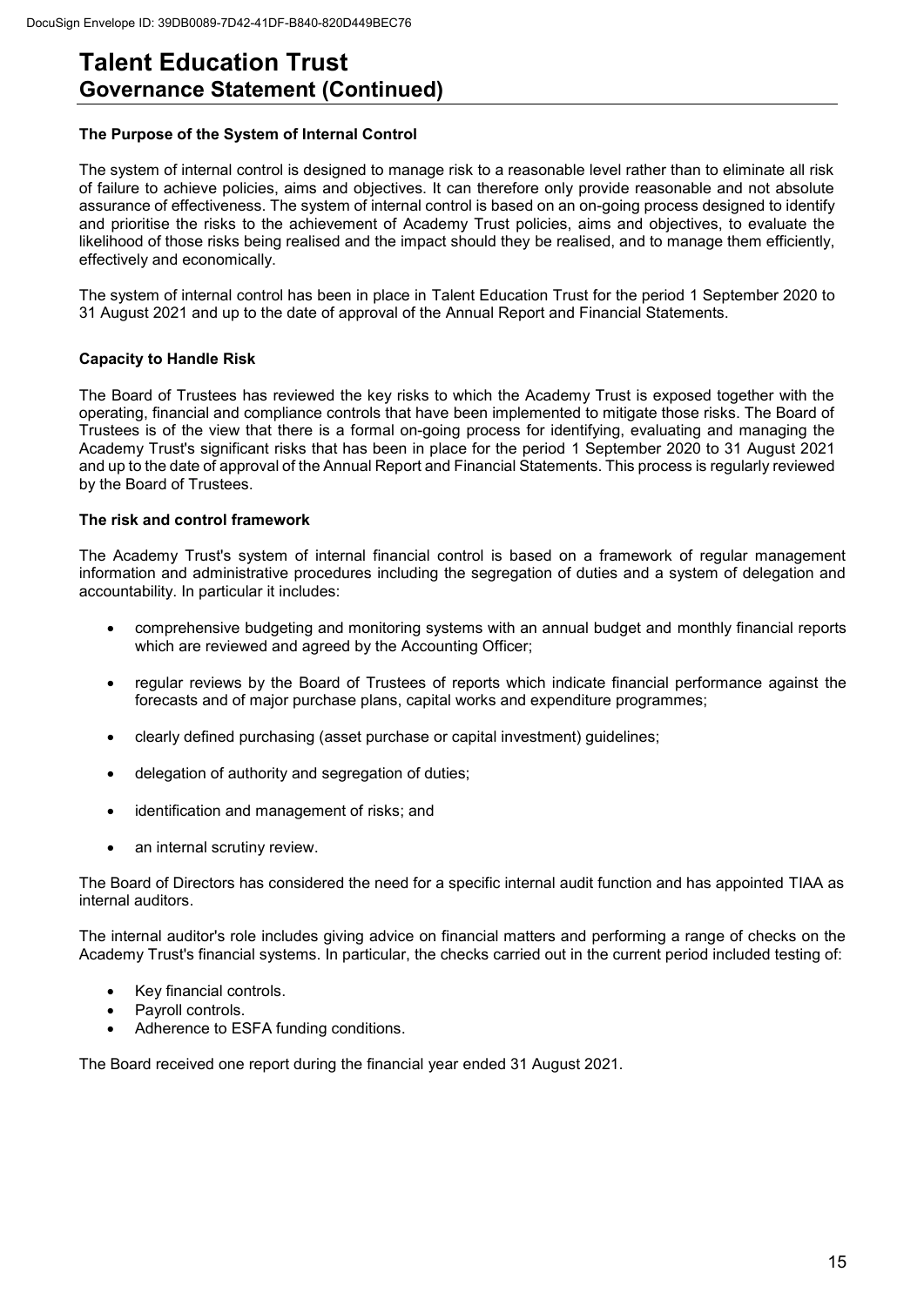# Talent Education Trust
## Governance Statement (Continued)

### The Purpose of the System of Internal Control

The system of internal control is designed to manage risk to a reasonable level rather than to eliminate all risk of failure to achieve policies, aims and objectives. It can therefore only provide reasonable and not absolute assurance of effectiveness. The system of internal control is based on an on-going process designed to identify and prioritise the risks to the achievement of Academy Trust policies, aims and objectives, to evaluate the likelihood of those risks being realised and the impact should they be realised, and to manage them efficiently, effectively and economically.

The system of internal control has been in place in Talent Education Trust for the period 1 September 2020 to 31 August 2021 and up to the date of approval of the Annual Report and Financial Statements.

### Capacity to Handle Risk

The Board of Trustees has reviewed the key risks to which the Academy Trust is exposed together with the operating, financial and compliance controls that have been implemented to mitigate those risks. The Board of Trustees is of the view that there is a formal on-going process for identifying, evaluating and managing the Academy Trust's significant risks that has been in place for the period 1 September 2020 to 31 August 2021 and up to the date of approval of the Annual Report and Financial Statements. This process is regularly reviewed by the Board of Trustees.

### The risk and control framework

The Academy Trust's system of internal financial control is based on a framework of regular management information and administrative procedures including the segregation of duties and a system of delegation and accountability. In particular it includes:

- comprehensive budgeting and monitoring systems with an annual budget and monthly financial reports which are reviewed and agreed by the Accounting Officer;
- regular reviews by the Board of Trustees of reports which indicate financial performance against the forecasts and of major purchase plans, capital works and expenditure programmes;
- clearly defined purchasing (asset purchase or capital investment) guidelines;
- delegation of authority and segregation of duties;
- identification and management of risks; and
- an internal scrutiny review.

The Board of Directors has considered the need for a specific internal audit function and has appointed TIAA as internal auditors.

The internal auditor's role includes giving advice on financial matters and performing a range of checks on the Academy Trust's financial systems. In particular, the checks carried out in the current period included testing of:

- Key financial controls.
- Payroll controls.
- Adherence to ESFA funding conditions.

The Board received one report during the financial year ended 31 August 2021.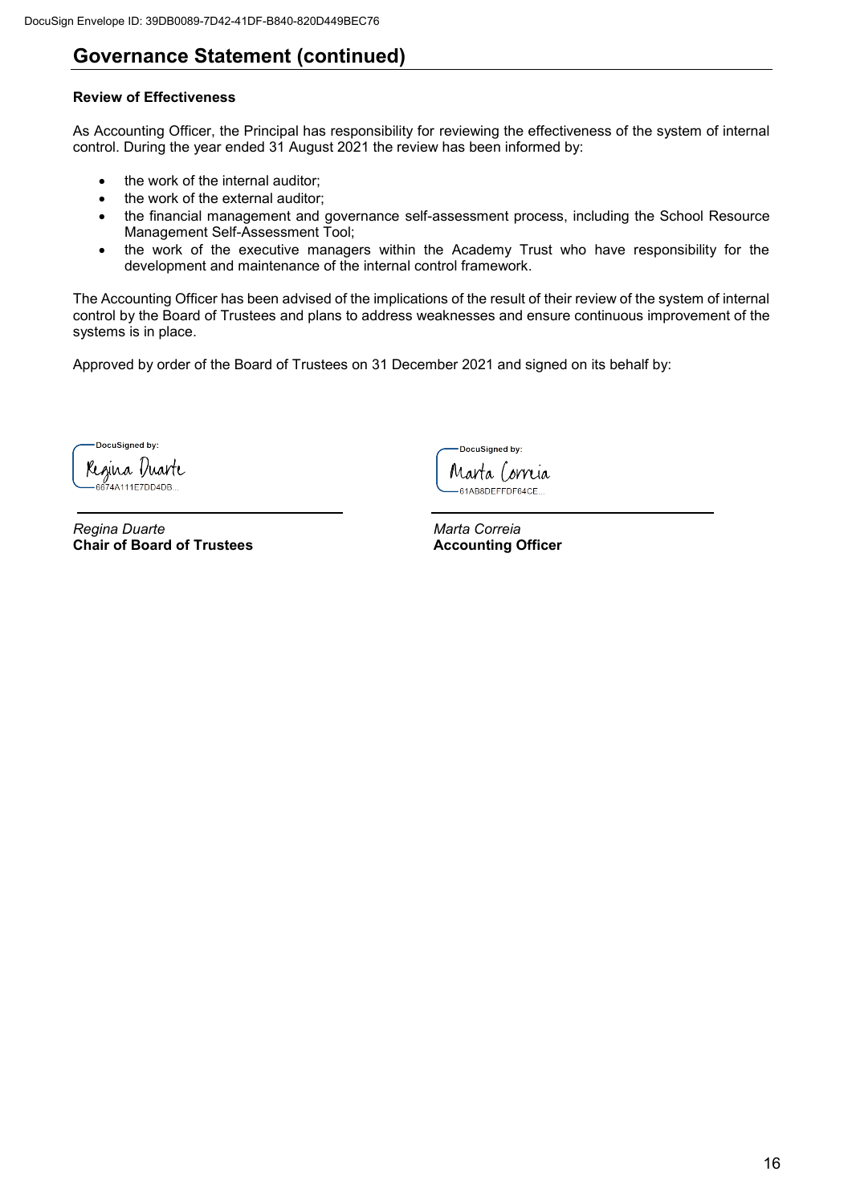## Governance Statement (continued)

**Review of Effectiveness**

As Accounting Officer, the Principal has responsibility for reviewing the effectiveness of the system of internal control. During the year ended 31 August 2021 the review has been informed by:

- the work of the internal auditor;
- the work of the external auditor;
- the financial management and governance self-assessment process, including the School Resource Management Self-Assessment Tool;
- the work of the executive managers within the Academy Trust who have responsibility for the development and maintenance of the internal control framework.

The Accounting Officer has been advised of the implications of the result of their review of the system of internal control by the Board of Trustees and plans to address weaknesses and ensure continuous improvement of the systems is in place.

Approved by order of the Board of Trustees on 31 December 2021 and signed on its behalf by:

DocuSigned by:
Regina Duarte
6874A111E7DD4DB...

*Regina Duarte*
**Chair of Board of Trustees**

DocuSigned by:
Marta Correia
61AB8DEFFDF64CE...

*Marta Correia*
**Accounting Officer**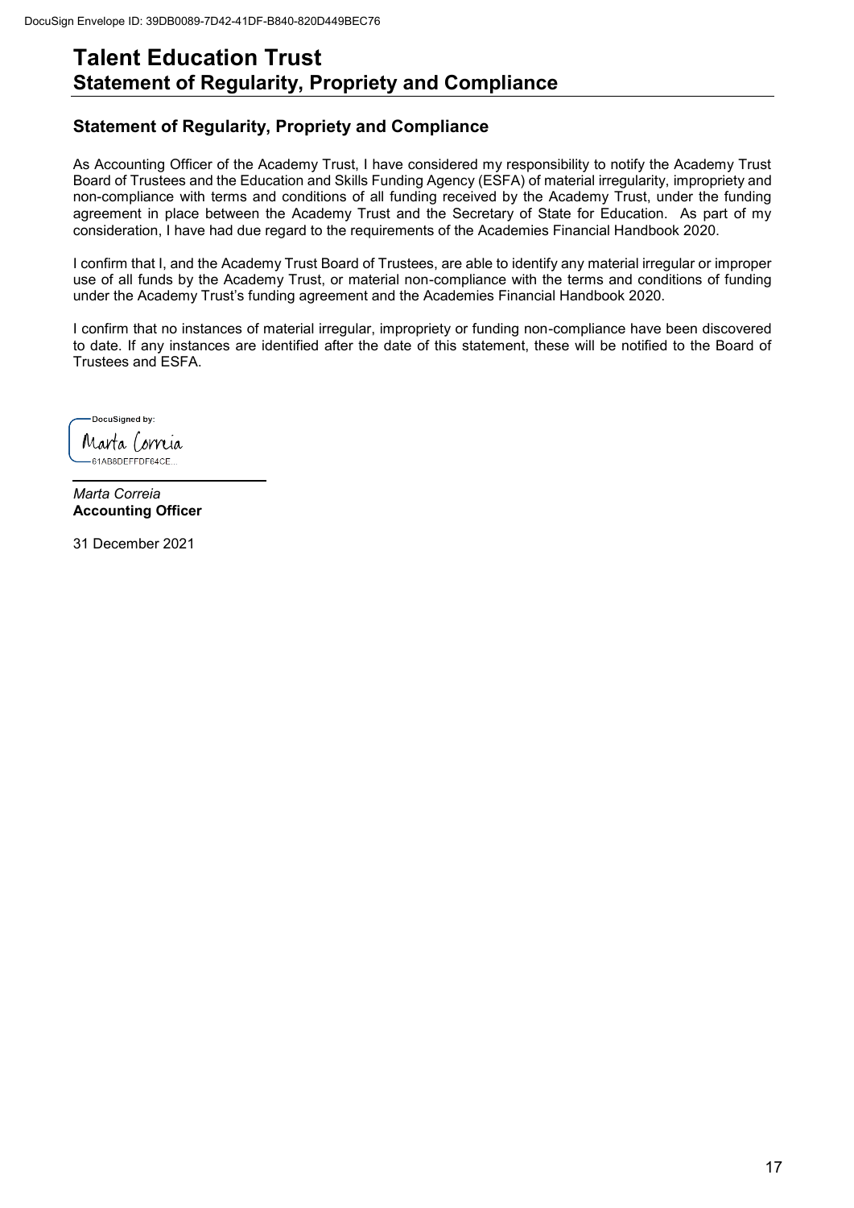# Talent Education Trust
## Statement of Regularity, Propriety and Compliance

### Statement of Regularity, Propriety and Compliance

As Accounting Officer of the Academy Trust, I have considered my responsibility to notify the Academy Trust Board of Trustees and the Education and Skills Funding Agency (ESFA) of material irregularity, impropriety and non-compliance with terms and conditions of all funding received by the Academy Trust, under the funding agreement in place between the Academy Trust and the Secretary of State for Education. As part of my consideration, I have had due regard to the requirements of the Academies Financial Handbook 2020.

I confirm that I, and the Academy Trust Board of Trustees, are able to identify any material irregular or improper use of all funds by the Academy Trust, or material non-compliance with the terms and conditions of funding under the Academy Trust's funding agreement and the Academies Financial Handbook 2020.

I confirm that no instances of material irregular, impropriety or funding non-compliance have been discovered to date. If any instances are identified after the date of this statement, these will be notified to the Board of Trustees and ESFA.

DocuSigned by:
Marta Correia
61AB8DEFFDF64CE...

*Marta Correia*
**Accounting Officer**

31 December 2021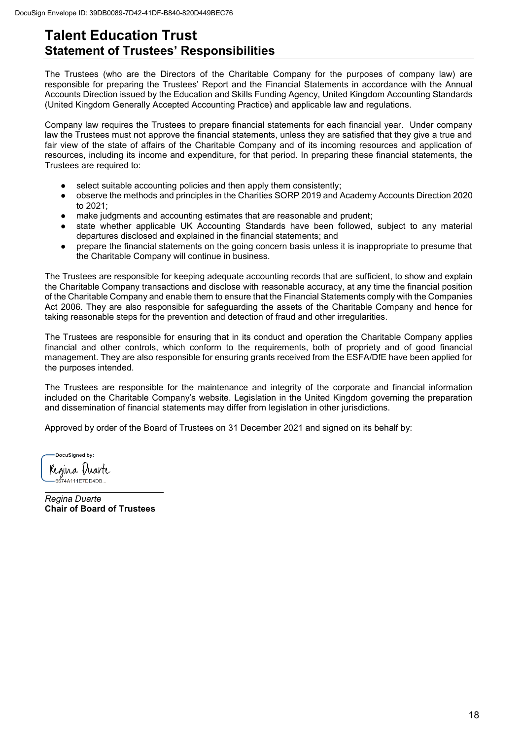# Talent Education Trust
## Statement of Trustees' Responsibilities

The Trustees (who are the Directors of the Charitable Company for the purposes of company law) are responsible for preparing the Trustees' Report and the Financial Statements in accordance with the Annual Accounts Direction issued by the Education and Skills Funding Agency, United Kingdom Accounting Standards (United Kingdom Generally Accepted Accounting Practice) and applicable law and regulations.

Company law requires the Trustees to prepare financial statements for each financial year. Under company law the Trustees must not approve the financial statements, unless they are satisfied that they give a true and fair view of the state of affairs of the Charitable Company and of its incoming resources and application of resources, including its income and expenditure, for that period. In preparing these financial statements, the Trustees are required to:

- select suitable accounting policies and then apply them consistently;
- observe the methods and principles in the Charities SORP 2019 and Academy Accounts Direction 2020 to 2021;
- make judgments and accounting estimates that are reasonable and prudent;
- state whether applicable UK Accounting Standards have been followed, subject to any material departures disclosed and explained in the financial statements; and
- prepare the financial statements on the going concern basis unless it is inappropriate to presume that the Charitable Company will continue in business.

The Trustees are responsible for keeping adequate accounting records that are sufficient, to show and explain the Charitable Company transactions and disclose with reasonable accuracy, at any time the financial position of the Charitable Company and enable them to ensure that the Financial Statements comply with the Companies Act 2006. They are also responsible for safeguarding the assets of the Charitable Company and hence for taking reasonable steps for the prevention and detection of fraud and other irregularities.

The Trustees are responsible for ensuring that in its conduct and operation the Charitable Company applies financial and other controls, which conform to the requirements, both of propriety and of good financial management. They are also responsible for ensuring grants received from the ESFA/DfE have been applied for the purposes intended.

The Trustees are responsible for the maintenance and integrity of the corporate and financial information included on the Charitable Company's website. Legislation in the United Kingdom governing the preparation and dissemination of financial statements may differ from legislation in other jurisdictions.

Approved by order of the Board of Trustees on 31 December 2021 and signed on its behalf by:

DocuSigned by:
Regina Duarte
6674A111E7DD4DB...

*Regina Duarte*
**Chair of Board of Trustees**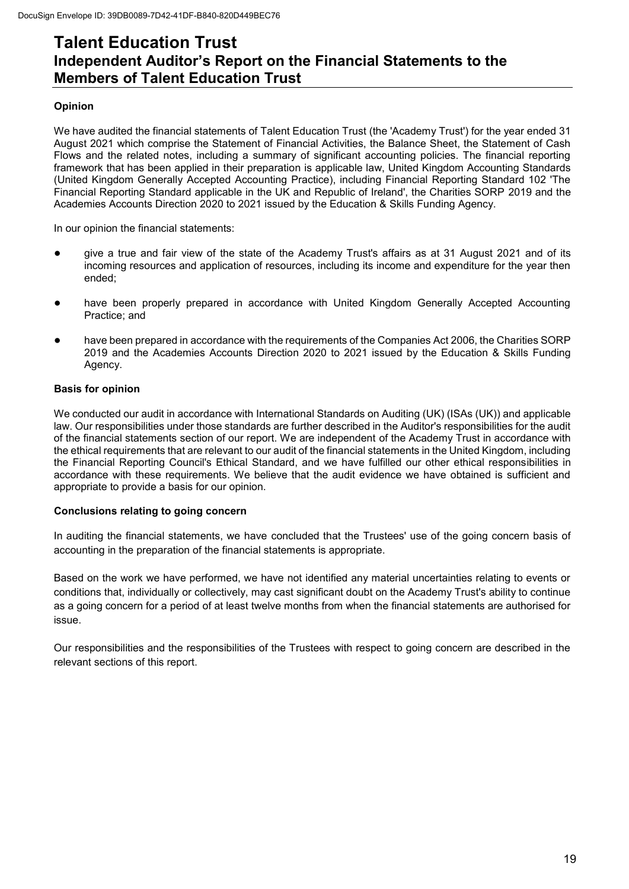# Talent Education Trust

## Independent Auditor's Report on the Financial Statements to the Members of Talent Education Trust

### Opinion

We have audited the financial statements of Talent Education Trust (the 'Academy Trust') for the year ended 31 August 2021 which comprise the Statement of Financial Activities, the Balance Sheet, the Statement of Cash Flows and the related notes, including a summary of significant accounting policies. The financial reporting framework that has been applied in their preparation is applicable law, United Kingdom Accounting Standards (United Kingdom Generally Accepted Accounting Practice), including Financial Reporting Standard 102 'The Financial Reporting Standard applicable in the UK and Republic of Ireland', the Charities SORP 2019 and the Academies Accounts Direction 2020 to 2021 issued by the Education & Skills Funding Agency.

In our opinion the financial statements:

- give a true and fair view of the state of the Academy Trust's affairs as at 31 August 2021 and of its incoming resources and application of resources, including its income and expenditure for the year then ended;
- have been properly prepared in accordance with United Kingdom Generally Accepted Accounting Practice; and
- have been prepared in accordance with the requirements of the Companies Act 2006, the Charities SORP 2019 and the Academies Accounts Direction 2020 to 2021 issued by the Education & Skills Funding Agency.

### Basis for opinion

We conducted our audit in accordance with International Standards on Auditing (UK) (ISAs (UK)) and applicable law. Our responsibilities under those standards are further described in the Auditor's responsibilities for the audit of the financial statements section of our report. We are independent of the Academy Trust in accordance with the ethical requirements that are relevant to our audit of the financial statements in the United Kingdom, including the Financial Reporting Council's Ethical Standard, and we have fulfilled our other ethical responsibilities in accordance with these requirements. We believe that the audit evidence we have obtained is sufficient and appropriate to provide a basis for our opinion.

### Conclusions relating to going concern

In auditing the financial statements, we have concluded that the Trustees' use of the going concern basis of accounting in the preparation of the financial statements is appropriate.

Based on the work we have performed, we have not identified any material uncertainties relating to events or conditions that, individually or collectively, may cast significant doubt on the Academy Trust's ability to continue as a going concern for a period of at least twelve months from when the financial statements are authorised for issue.

Our responsibilities and the responsibilities of the Trustees with respect to going concern are described in the relevant sections of this report.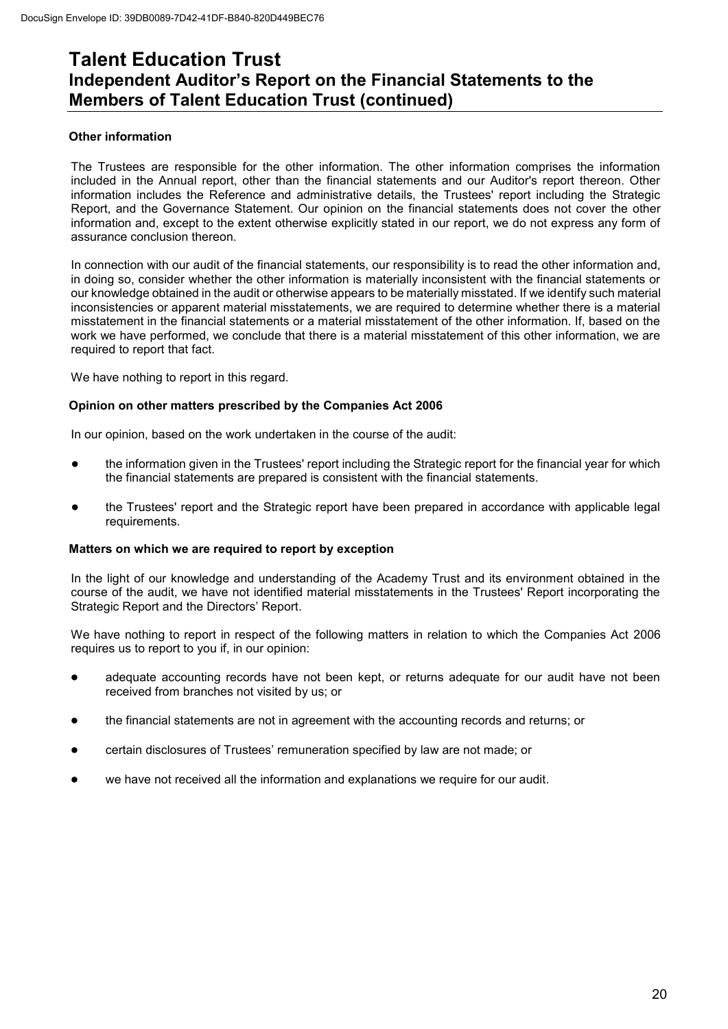# Talent Education Trust

## Independent Auditor's Report on the Financial Statements to the Members of Talent Education Trust (continued)

### Other information

The Trustees are responsible for the other information. The other information comprises the information included in the Annual report, other than the financial statements and our Auditor's report thereon. Other information includes the Reference and administrative details, the Trustees' report including the Strategic Report, and the Governance Statement. Our opinion on the financial statements does not cover the other information and, except to the extent otherwise explicitly stated in our report, we do not express any form of assurance conclusion thereon.

In connection with our audit of the financial statements, our responsibility is to read the other information and, in doing so, consider whether the other information is materially inconsistent with the financial statements or our knowledge obtained in the audit or otherwise appears to be materially misstated. If we identify such material inconsistencies or apparent material misstatements, we are required to determine whether there is a material misstatement in the financial statements or a material misstatement of the other information. If, based on the work we have performed, we conclude that there is a material misstatement of this other information, we are required to report that fact.

We have nothing to report in this regard.

### Opinion on other matters prescribed by the Companies Act 2006

In our opinion, based on the work undertaken in the course of the audit:

- the information given in the Trustees' report including the Strategic report for the financial year for which the financial statements are prepared is consistent with the financial statements.
- the Trustees' report and the Strategic report have been prepared in accordance with applicable legal requirements.

### Matters on which we are required to report by exception

In the light of our knowledge and understanding of the Academy Trust and its environment obtained in the course of the audit, we have not identified material misstatements in the Trustees' Report incorporating the Strategic Report and the Directors' Report.

We have nothing to report in respect of the following matters in relation to which the Companies Act 2006 requires us to report to you if, in our opinion:

- adequate accounting records have not been kept, or returns adequate for our audit have not been received from branches not visited by us; or
- the financial statements are not in agreement with the accounting records and returns; or
- certain disclosures of Trustees' remuneration specified by law are not made; or
- we have not received all the information and explanations we require for our audit.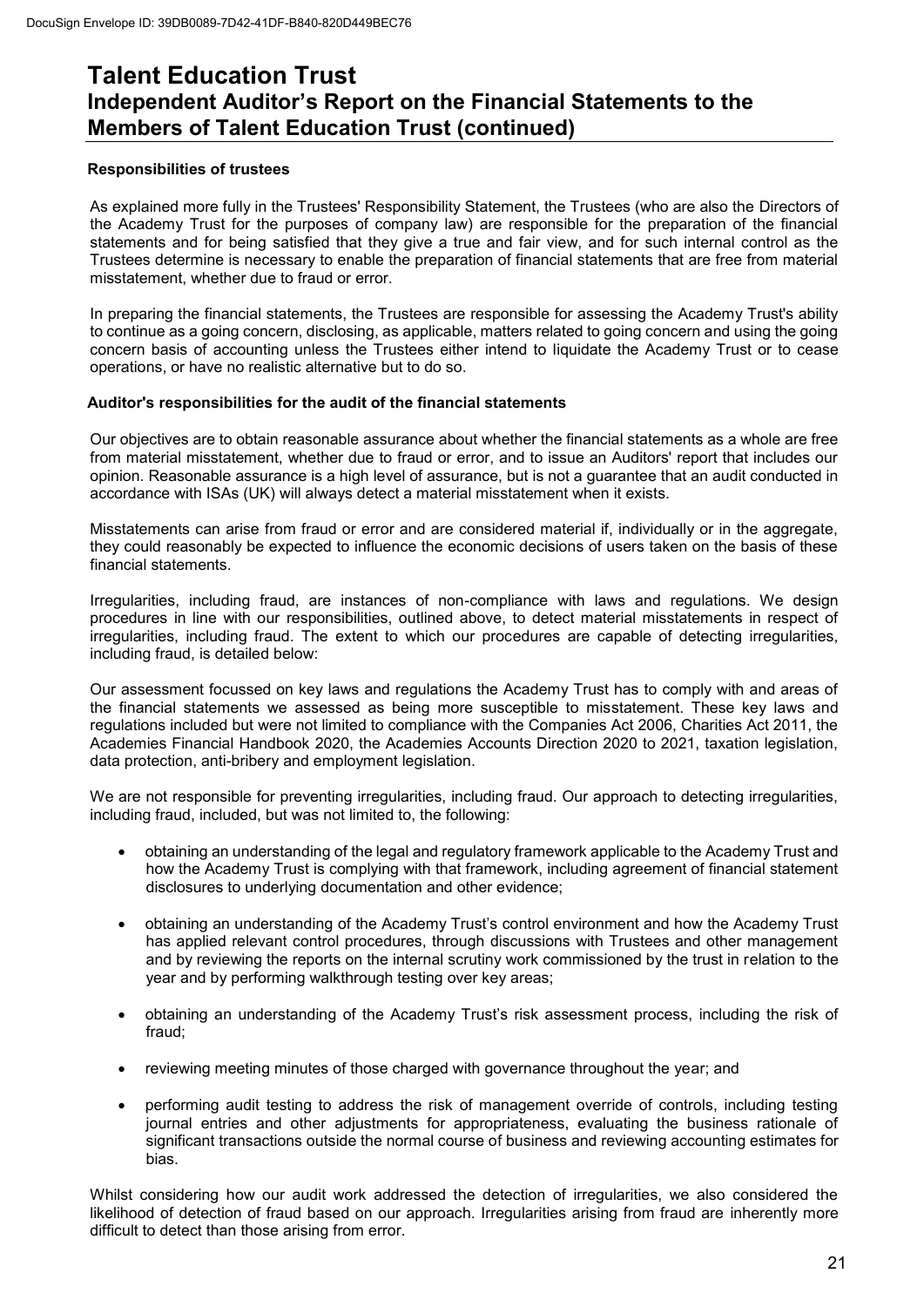# Talent Education Trust
## Independent Auditor's Report on the Financial Statements to the Members of Talent Education Trust (continued)

### Responsibilities of trustees

As explained more fully in the Trustees' Responsibility Statement, the Trustees (who are also the Directors of the Academy Trust for the purposes of company law) are responsible for the preparation of the financial statements and for being satisfied that they give a true and fair view, and for such internal control as the Trustees determine is necessary to enable the preparation of financial statements that are free from material misstatement, whether due to fraud or error.

In preparing the financial statements, the Trustees are responsible for assessing the Academy Trust's ability to continue as a going concern, disclosing, as applicable, matters related to going concern and using the going concern basis of accounting unless the Trustees either intend to liquidate the Academy Trust or to cease operations, or have no realistic alternative but to do so.

### Auditor's responsibilities for the audit of the financial statements

Our objectives are to obtain reasonable assurance about whether the financial statements as a whole are free from material misstatement, whether due to fraud or error, and to issue an Auditors' report that includes our opinion. Reasonable assurance is a high level of assurance, but is not a guarantee that an audit conducted in accordance with ISAs (UK) will always detect a material misstatement when it exists.

Misstatements can arise from fraud or error and are considered material if, individually or in the aggregate, they could reasonably be expected to influence the economic decisions of users taken on the basis of these financial statements.

Irregularities, including fraud, are instances of non-compliance with laws and regulations. We design procedures in line with our responsibilities, outlined above, to detect material misstatements in respect of irregularities, including fraud. The extent to which our procedures are capable of detecting irregularities, including fraud, is detailed below:

Our assessment focussed on key laws and regulations the Academy Trust has to comply with and areas of the financial statements we assessed as being more susceptible to misstatement. These key laws and regulations included but were not limited to compliance with the Companies Act 2006, Charities Act 2011, the Academies Financial Handbook 2020, the Academies Accounts Direction 2020 to 2021, taxation legislation, data protection, anti-bribery and employment legislation.

We are not responsible for preventing irregularities, including fraud. Our approach to detecting irregularities, including fraud, included, but was not limited to, the following:

- obtaining an understanding of the legal and regulatory framework applicable to the Academy Trust and how the Academy Trust is complying with that framework, including agreement of financial statement disclosures to underlying documentation and other evidence;
- obtaining an understanding of the Academy Trust's control environment and how the Academy Trust has applied relevant control procedures, through discussions with Trustees and other management and by reviewing the reports on the internal scrutiny work commissioned by the trust in relation to the year and by performing walkthrough testing over key areas;
- obtaining an understanding of the Academy Trust's risk assessment process, including the risk of fraud;
- reviewing meeting minutes of those charged with governance throughout the year; and
- performing audit testing to address the risk of management override of controls, including testing journal entries and other adjustments for appropriateness, evaluating the business rationale of significant transactions outside the normal course of business and reviewing accounting estimates for bias.

Whilst considering how our audit work addressed the detection of irregularities, we also considered the likelihood of detection of fraud based on our approach. Irregularities arising from fraud are inherently more difficult to detect than those arising from error.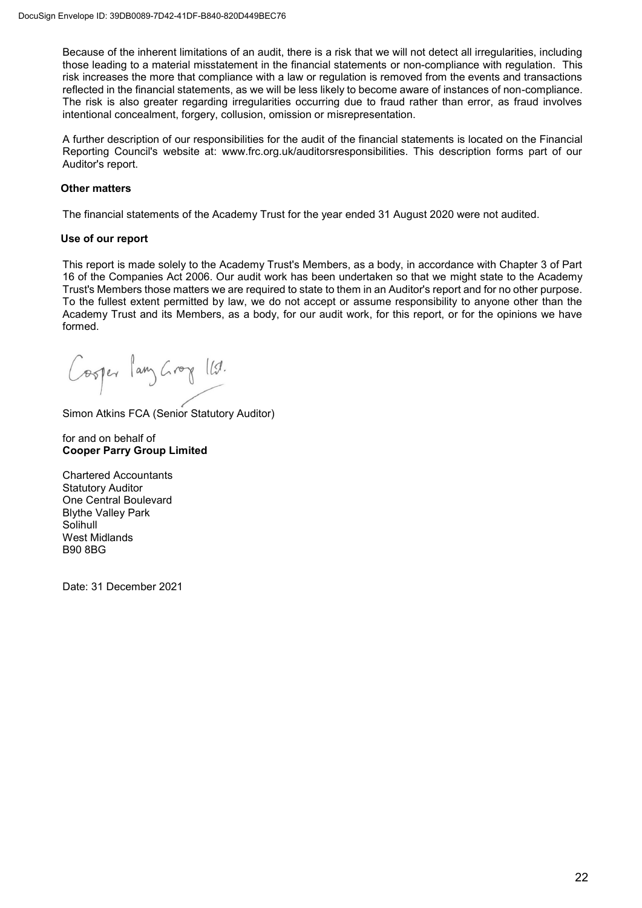Because of the inherent limitations of an audit, there is a risk that we will not detect all irregularities, including those leading to a material misstatement in the financial statements or non-compliance with regulation. This risk increases the more that compliance with a law or regulation is removed from the events and transactions reflected in the financial statements, as we will be less likely to become aware of instances of non-compliance. The risk is also greater regarding irregularities occurring due to fraud rather than error, as fraud involves intentional concealment, forgery, collusion, omission or misrepresentation.

A further description of our responsibilities for the audit of the financial statements is located on the Financial Reporting Council's website at: www.frc.org.uk/auditorsresponsibilities. This description forms part of our Auditor's report.

**Other matters**

The financial statements of the Academy Trust for the year ended 31 August 2020 were not audited.

**Use of our report**

This report is made solely to the Academy Trust's Members, as a body, in accordance with Chapter 3 of Part 16 of the Companies Act 2006. Our audit work has been undertaken so that we might state to the Academy Trust's Members those matters we are required to state to them in an Auditor's report and for no other purpose. To the fullest extent permitted by law, we do not accept or assume responsibility to anyone other than the Academy Trust and its Members, as a body, for our audit work, for this report, or for the opinions we have formed.

Cooper Parry Group Ltd.

Simon Atkins FCA (Senior Statutory Auditor)

for and on behalf of
**Cooper Parry Group Limited**

Chartered Accountants
Statutory Auditor
One Central Boulevard
Blythe Valley Park
Solihull
West Midlands
B90 8BG

Date: 31 December 2021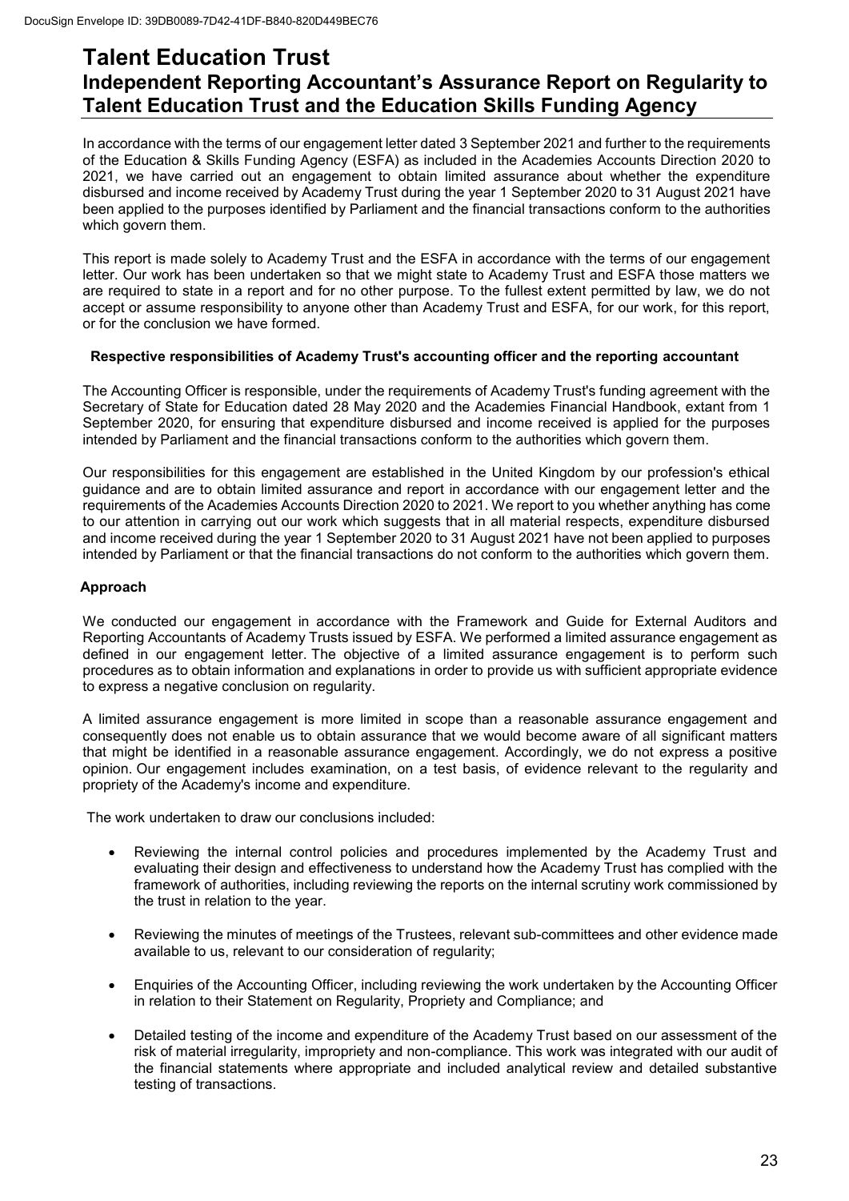# Talent Education Trust

## Independent Reporting Accountant's Assurance Report on Regularity to Talent Education Trust and the Education Skills Funding Agency

In accordance with the terms of our engagement letter dated 3 September 2021 and further to the requirements of the Education & Skills Funding Agency (ESFA) as included in the Academies Accounts Direction 2020 to 2021, we have carried out an engagement to obtain limited assurance about whether the expenditure disbursed and income received by Academy Trust during the year 1 September 2020 to 31 August 2021 have been applied to the purposes identified by Parliament and the financial transactions conform to the authorities which govern them.

This report is made solely to Academy Trust and the ESFA in accordance with the terms of our engagement letter. Our work has been undertaken so that we might state to Academy Trust and ESFA those matters we are required to state in a report and for no other purpose. To the fullest extent permitted by law, we do not accept or assume responsibility to anyone other than Academy Trust and ESFA, for our work, for this report, or for the conclusion we have formed.

### Respective responsibilities of Academy Trust's accounting officer and the reporting accountant

The Accounting Officer is responsible, under the requirements of Academy Trust's funding agreement with the Secretary of State for Education dated 28 May 2020 and the Academies Financial Handbook, extant from 1 September 2020, for ensuring that expenditure disbursed and income received is applied for the purposes intended by Parliament and the financial transactions conform to the authorities which govern them.

Our responsibilities for this engagement are established in the United Kingdom by our profession's ethical guidance and are to obtain limited assurance and report in accordance with our engagement letter and the requirements of the Academies Accounts Direction 2020 to 2021. We report to you whether anything has come to our attention in carrying out our work which suggests that in all material respects, expenditure disbursed and income received during the year 1 September 2020 to 31 August 2021 have not been applied to purposes intended by Parliament or that the financial transactions do not conform to the authorities which govern them.

### Approach

We conducted our engagement in accordance with the Framework and Guide for External Auditors and Reporting Accountants of Academy Trusts issued by ESFA. We performed a limited assurance engagement as defined in our engagement letter. The objective of a limited assurance engagement is to perform such procedures as to obtain information and explanations in order to provide us with sufficient appropriate evidence to express a negative conclusion on regularity.

A limited assurance engagement is more limited in scope than a reasonable assurance engagement and consequently does not enable us to obtain assurance that we would become aware of all significant matters that might be identified in a reasonable assurance engagement. Accordingly, we do not express a positive opinion. Our engagement includes examination, on a test basis, of evidence relevant to the regularity and propriety of the Academy's income and expenditure.

The work undertaken to draw our conclusions included:

- Reviewing the internal control policies and procedures implemented by the Academy Trust and evaluating their design and effectiveness to understand how the Academy Trust has complied with the framework of authorities, including reviewing the reports on the internal scrutiny work commissioned by the trust in relation to the year.
- Reviewing the minutes of meetings of the Trustees, relevant sub-committees and other evidence made available to us, relevant to our consideration of regularity;
- Enquiries of the Accounting Officer, including reviewing the work undertaken by the Accounting Officer in relation to their Statement on Regularity, Propriety and Compliance; and
- Detailed testing of the income and expenditure of the Academy Trust based on our assessment of the risk of material irregularity, impropriety and non-compliance. This work was integrated with our audit of the financial statements where appropriate and included analytical review and detailed substantive testing of transactions.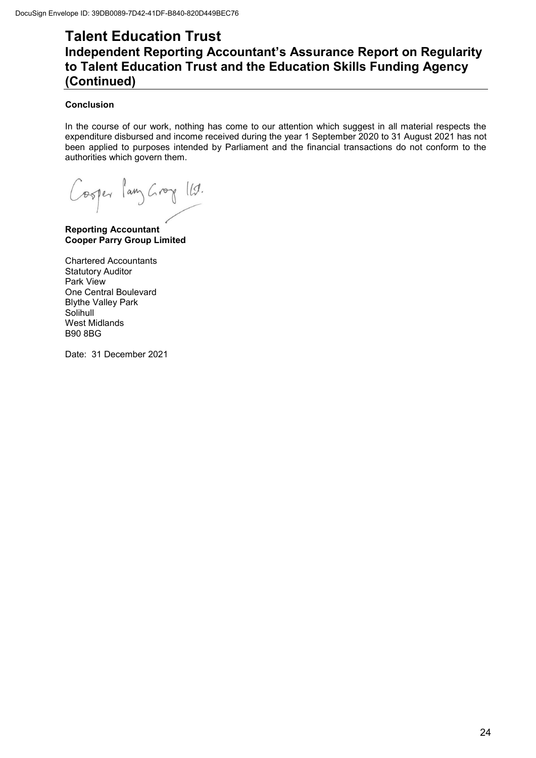# Talent Education Trust

## Independent Reporting Accountant's Assurance Report on Regularity to Talent Education Trust and the Education Skills Funding Agency (Continued)

**Conclusion**

In the course of our work, nothing has come to our attention which suggest in all material respects the expenditure disbursed and income received during the year 1 September 2020 to 31 August 2021 has not been applied to purposes intended by Parliament and the financial transactions do not conform to the authorities which govern them.

Cooper Parry Group Ltd.

**Reporting Accountant**
**Cooper Parry Group Limited**

Chartered Accountants
Statutory Auditor
Park View
One Central Boulevard
Blythe Valley Park
Solihull
West Midlands
B90 8BG

Date: 31 December 2021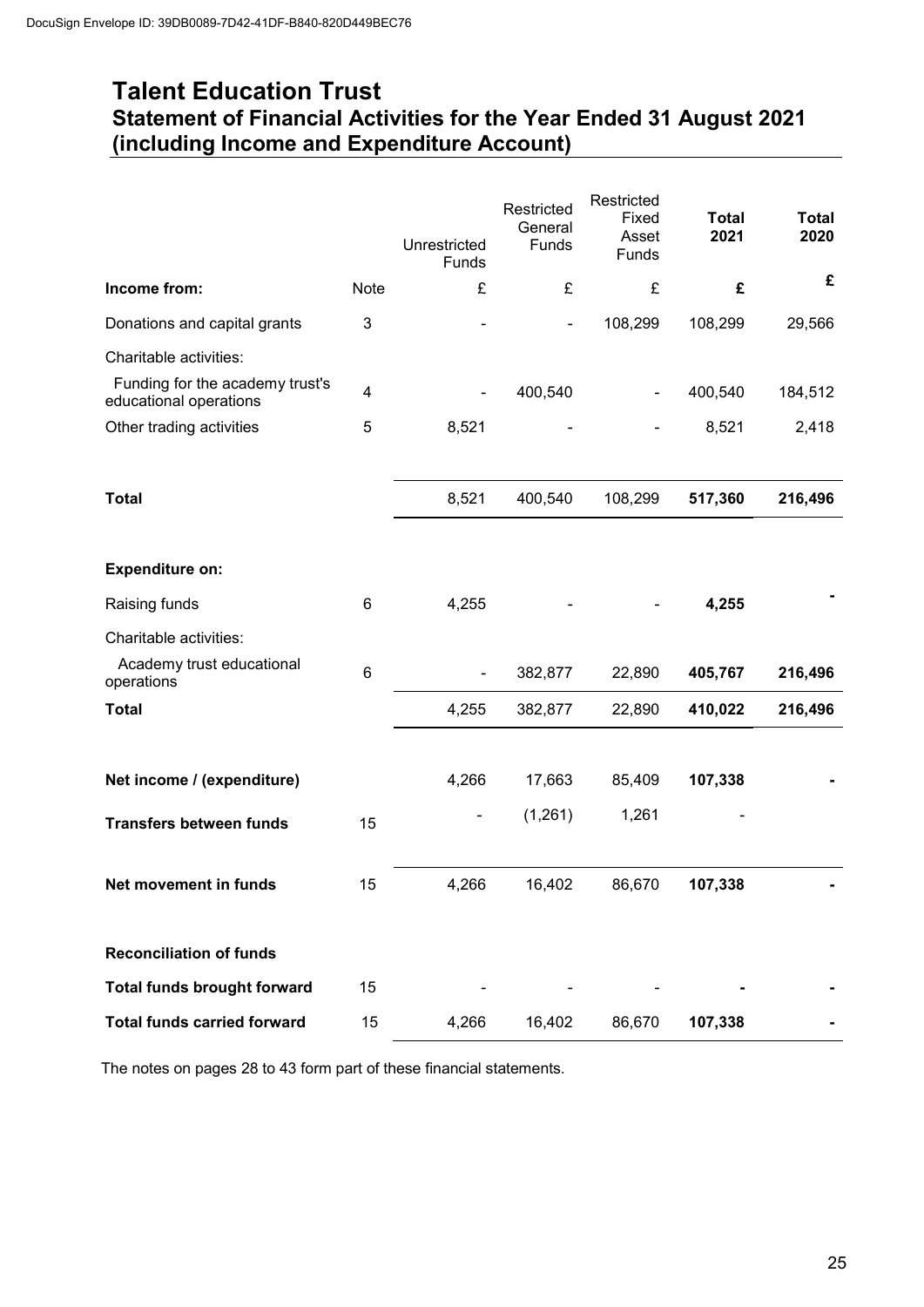DocuSign Envelope ID: 39DB0089-7D42-41DF-B840-820D449BEC76

# Talent Education Trust

## Statement of Financial Activities for the Year Ended 31 August 2021 (including Income and Expenditure Account)

| | Note | Unrestricted Funds | Restricted General Funds | Restricted Fixed Asset Funds | **Total 2021** | **Total 2020** |
|---|---|---|---|---|---|---|
| **Income from:** | Note | £ | £ | £ | **£** | **£** |
| Donations and capital grants | 3 | - | - | 108,299 | 108,299 | 29,566 |
| Charitable activities: | | | | | | |
| Funding for the academy trust's educational operations | 4 | - | 400,540 | - | 400,540 | 184,512 |
| Other trading activities | 5 | 8,521 | - | - | 8,521 | 2,418 |
| **Total** | | 8,521 | 400,540 | 108,299 | **517,360** | **216,496** |
| **Expenditure on:** | | | | | | |
| Raising funds | 6 | 4,255 | - | - | **4,255** | **-** |
| Charitable activities: | | | | | | |
| Academy trust educational operations | 6 | - | 382,877 | 22,890 | **405,767** | **216,496** |
| **Total** | | 4,255 | 382,877 | 22,890 | **410,022** | **216,496** |
| **Net income / (expenditure)** | | 4,266 | 17,663 | 85,409 | **107,338** | **-** |
| **Transfers between funds** | 15 | - | (1,261) | 1,261 | - | |
| **Net movement in funds** | 15 | 4,266 | 16,402 | 86,670 | **107,338** | **-** |
| **Reconciliation of funds** | | | | | | |
| **Total funds brought forward** | 15 | - | - | - | **-** | **-** |
| **Total funds carried forward** | 15 | 4,266 | 16,402 | 86,670 | **107,338** | **-** |

The notes on pages 28 to 43 form part of these financial statements.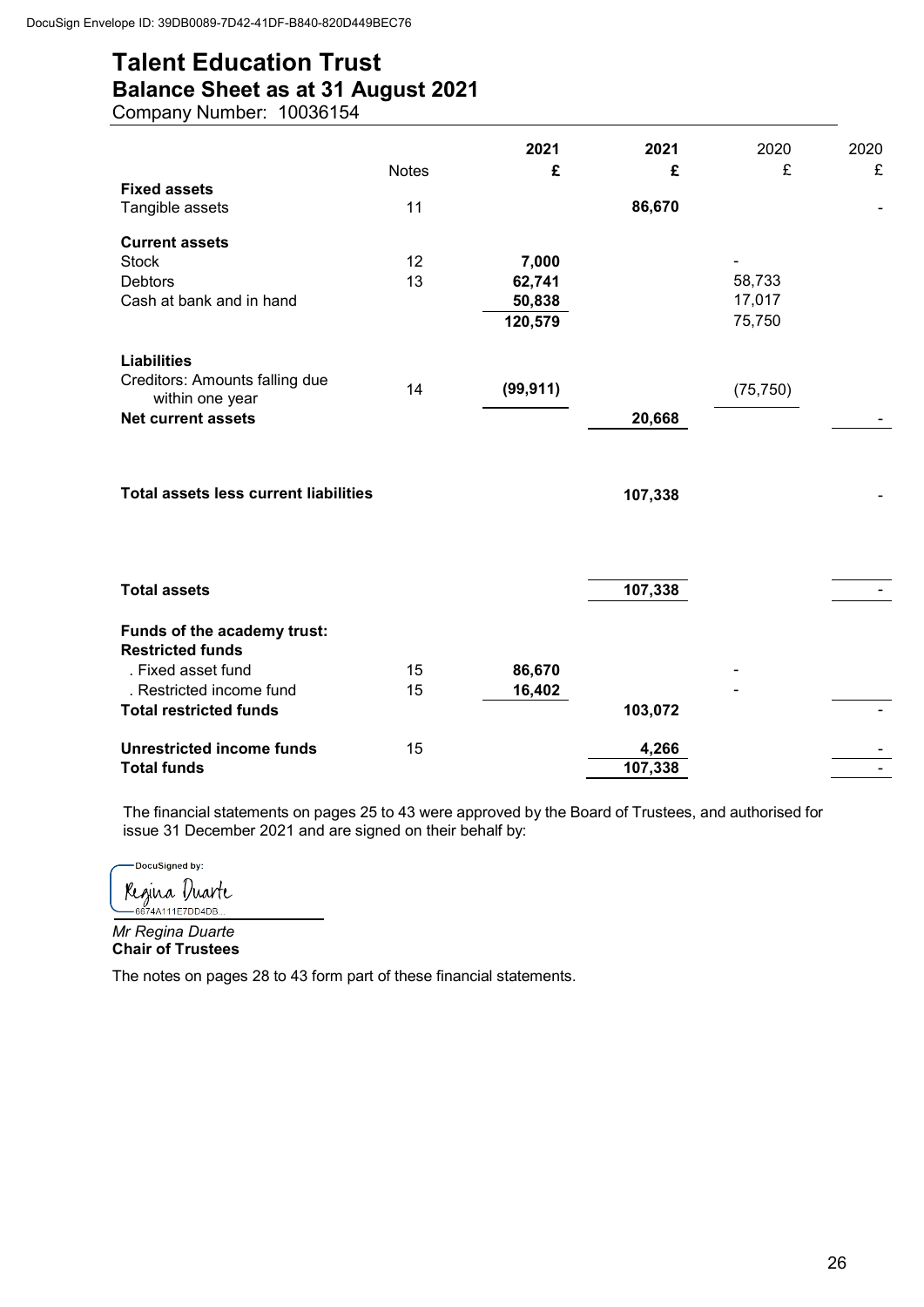DocuSign Envelope ID: 39DB0089-7D42-41DF-B840-820D449BEC76

# Talent Education Trust
## Balance Sheet as at 31 August 2021
Company Number: 10036154

| | Notes | 2021 £ | 2021 £ | 2020 £ | 2020 £ |
|---|---|---|---|---|---|
| **Fixed assets** | | | | | |
| Tangible assets | 11 | | **86,670** | | - |
| **Current assets** | | | | | |
| Stock | 12 | **7,000** | | - | |
| Debtors | 13 | **62,741** | | 58,733 | |
| Cash at bank and in hand | | **50,838** | | 17,017 | |
| | | **120,579** | | 75,750 | |
| **Liabilities** | | | | | |
| Creditors: Amounts falling due within one year | 14 | **(99,911)** | | (75,750) | |
| **Net current assets** | | | **20,668** | | - |
| **Total assets less current liabilities** | | | **107,338** | | - |
| **Total assets** | | | **107,338** | | - |
| **Funds of the academy trust:** | | | | | |
| **Restricted funds** | | | | | |
| . Fixed asset fund | 15 | **86,670** | | - | |
| . Restricted income fund | 15 | **16,402** | | - | |
| **Total restricted funds** | | | **103,072** | | - |
| **Unrestricted income funds** | 15 | | **4,266** | | - |
| **Total funds** | | | **107,338** | | - |

The financial statements on pages 25 to 43 were approved by the Board of Trustees, and authorised for issue 31 December 2021 and are signed on their behalf by:

DocuSigned by:
Regina Duarte
6674A111E7DD4DB...

*Mr Regina Duarte*
**Chair of Trustees**

The notes on pages 28 to 43 form part of these financial statements.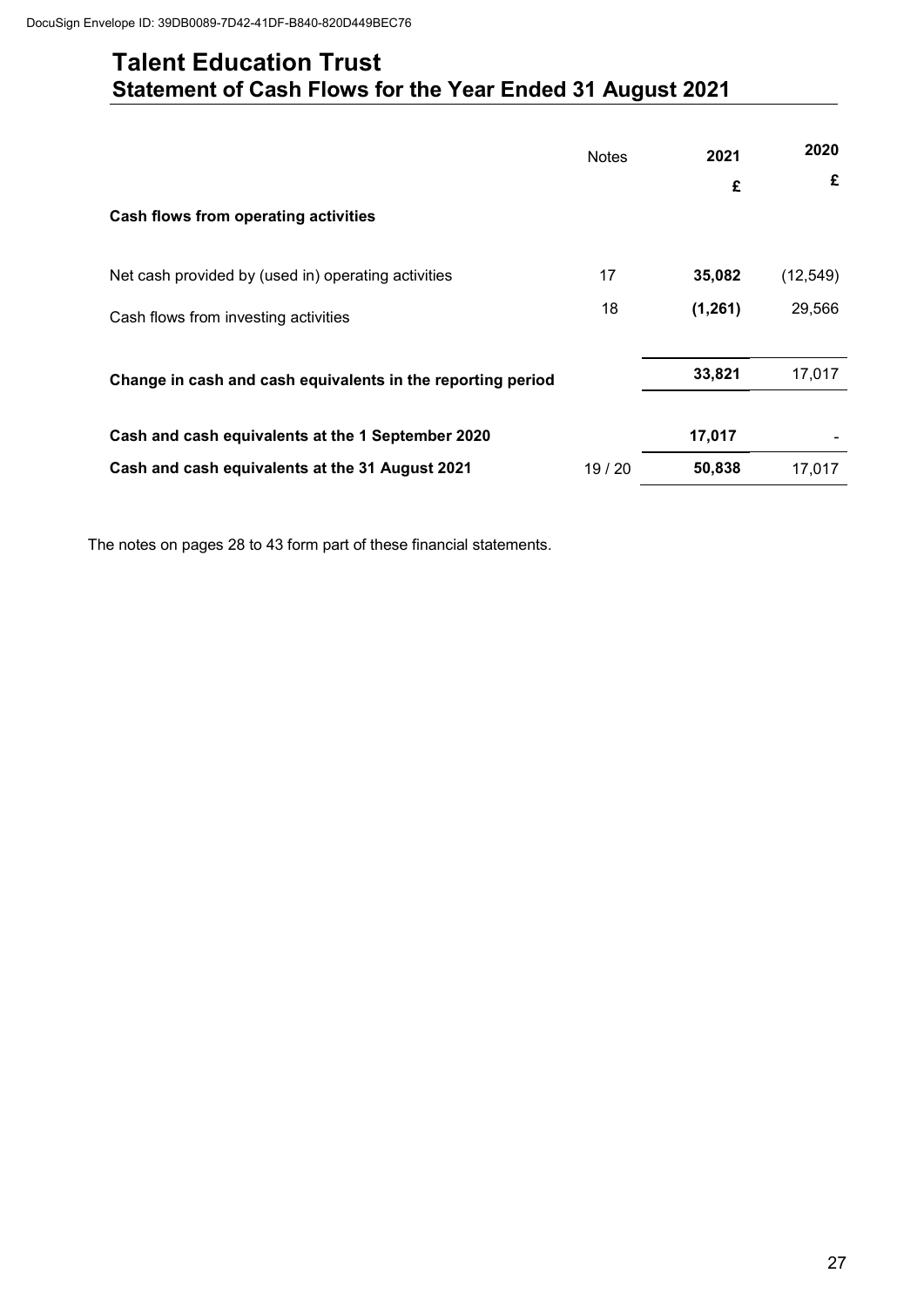# Talent Education Trust

## Statement of Cash Flows for the Year Ended 31 August 2021

| | Notes | 2021 | 2020 |
|---|---|---|---|
| | | **£** | **£** |
| **Cash flows from operating activities** | | | |
| Net cash provided by (used in) operating activities | 17 | **35,082** | (12,549) |
| Cash flows from investing activities | 18 | **(1,261)** | 29,566 |
| **Change in cash and cash equivalents in the reporting period** | | **33,821** | 17,017 |
| **Cash and cash equivalents at the 1 September 2020** | | **17,017** | - |
| **Cash and cash equivalents at the 31 August 2021** | 19 / 20 | **50,838** | 17,017 |

The notes on pages 28 to 43 form part of these financial statements.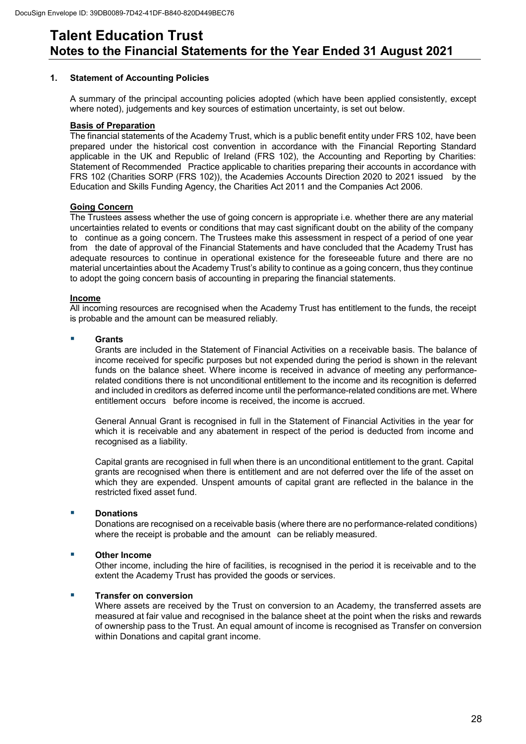# Talent Education Trust
## Notes to the Financial Statements for the Year Ended 31 August 2021

### 1. Statement of Accounting Policies

A summary of the principal accounting policies adopted (which have been applied consistently, except where noted), judgements and key sources of estimation uncertainty, is set out below.

**Basis of Preparation**

The financial statements of the Academy Trust, which is a public benefit entity under FRS 102, have been prepared under the historical cost convention in accordance with the Financial Reporting Standard applicable in the UK and Republic of Ireland (FRS 102), the Accounting and Reporting by Charities: Statement of Recommended Practice applicable to charities preparing their accounts in accordance with FRS 102 (Charities SORP (FRS 102)), the Academies Accounts Direction 2020 to 2021 issued by the Education and Skills Funding Agency, the Charities Act 2011 and the Companies Act 2006.

**Going Concern**

The Trustees assess whether the use of going concern is appropriate i.e. whether there are any material uncertainties related to events or conditions that may cast significant doubt on the ability of the company to continue as a going concern. The Trustees make this assessment in respect of a period of one year from the date of approval of the Financial Statements and have concluded that the Academy Trust has adequate resources to continue in operational existence for the foreseeable future and there are no material uncertainties about the Academy Trust's ability to continue as a going concern, thus they continue to adopt the going concern basis of accounting in preparing the financial statements.

**Income**

All incoming resources are recognised when the Academy Trust has entitlement to the funds, the receipt is probable and the amount can be measured reliably.

- **Grants**

  Grants are included in the Statement of Financial Activities on a receivable basis. The balance of income received for specific purposes but not expended during the period is shown in the relevant funds on the balance sheet. Where income is received in advance of meeting any performance-related conditions there is not unconditional entitlement to the income and its recognition is deferred and included in creditors as deferred income until the performance-related conditions are met. Where entitlement occurs before income is received, the income is accrued.

  General Annual Grant is recognised in full in the Statement of Financial Activities in the year for which it is receivable and any abatement in respect of the period is deducted from income and recognised as a liability.

  Capital grants are recognised in full when there is an unconditional entitlement to the grant. Capital grants are recognised when there is entitlement and are not deferred over the life of the asset on which they are expended. Unspent amounts of capital grant are reflected in the balance in the restricted fixed asset fund.

- **Donations**

  Donations are recognised on a receivable basis (where there are no performance-related conditions) where the receipt is probable and the amount can be reliably measured.

- **Other Income**

  Other income, including the hire of facilities, is recognised in the period it is receivable and to the extent the Academy Trust has provided the goods or services.

- **Transfer on conversion**

  Where assets are received by the Trust on conversion to an Academy, the transferred assets are measured at fair value and recognised in the balance sheet at the point when the risks and rewards of ownership pass to the Trust. An equal amount of income is recognised as Transfer on conversion within Donations and capital grant income.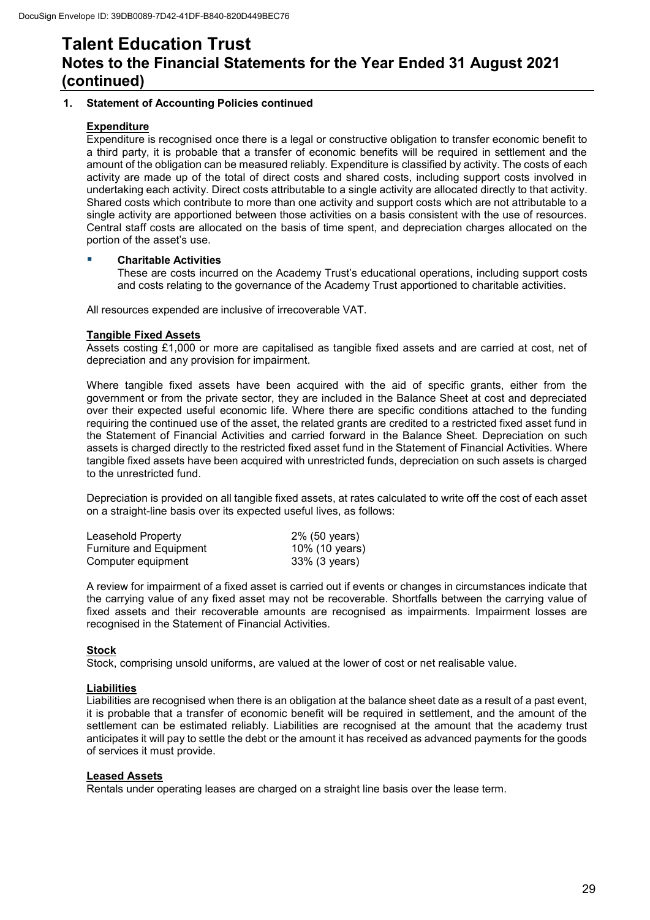# Talent Education Trust

## Notes to the Financial Statements for the Year Ended 31 August 2021 (continued)

### 1. Statement of Accounting Policies continued

**Expenditure**

Expenditure is recognised once there is a legal or constructive obligation to transfer economic benefit to a third party, it is probable that a transfer of economic benefits will be required in settlement and the amount of the obligation can be measured reliably. Expenditure is classified by activity. The costs of each activity are made up of the total of direct costs and shared costs, including support costs involved in undertaking each activity. Direct costs attributable to a single activity are allocated directly to that activity. Shared costs which contribute to more than one activity and support costs which are not attributable to a single activity are apportioned between those activities on a basis consistent with the use of resources. Central staff costs are allocated on the basis of time spent, and depreciation charges allocated on the portion of the asset's use.

- **Charitable Activities**
  These are costs incurred on the Academy Trust's educational operations, including support costs and costs relating to the governance of the Academy Trust apportioned to charitable activities.

All resources expended are inclusive of irrecoverable VAT.

**Tangible Fixed Assets**

Assets costing £1,000 or more are capitalised as tangible fixed assets and are carried at cost, net of depreciation and any provision for impairment.

Where tangible fixed assets have been acquired with the aid of specific grants, either from the government or from the private sector, they are included in the Balance Sheet at cost and depreciated over their expected useful economic life. Where there are specific conditions attached to the funding requiring the continued use of the asset, the related grants are credited to a restricted fixed asset fund in the Statement of Financial Activities and carried forward in the Balance Sheet. Depreciation on such assets is charged directly to the restricted fixed asset fund in the Statement of Financial Activities. Where tangible fixed assets have been acquired with unrestricted funds, depreciation on such assets is charged to the unrestricted fund.

Depreciation is provided on all tangible fixed assets, at rates calculated to write off the cost of each asset on a straight-line basis over its expected useful lives, as follows:

| | |
|---|---|
| Leasehold Property | 2% (50 years) |
| Furniture and Equipment | 10% (10 years) |
| Computer equipment | 33% (3 years) |

A review for impairment of a fixed asset is carried out if events or changes in circumstances indicate that the carrying value of any fixed asset may not be recoverable. Shortfalls between the carrying value of fixed assets and their recoverable amounts are recognised as impairments. Impairment losses are recognised in the Statement of Financial Activities.

**Stock**

Stock, comprising unsold uniforms, are valued at the lower of cost or net realisable value.

**Liabilities**

Liabilities are recognised when there is an obligation at the balance sheet date as a result of a past event, it is probable that a transfer of economic benefit will be required in settlement, and the amount of the settlement can be estimated reliably. Liabilities are recognised at the amount that the academy trust anticipates it will pay to settle the debt or the amount it has received as advanced payments for the goods of services it must provide.

**Leased Assets**

Rentals under operating leases are charged on a straight line basis over the lease term.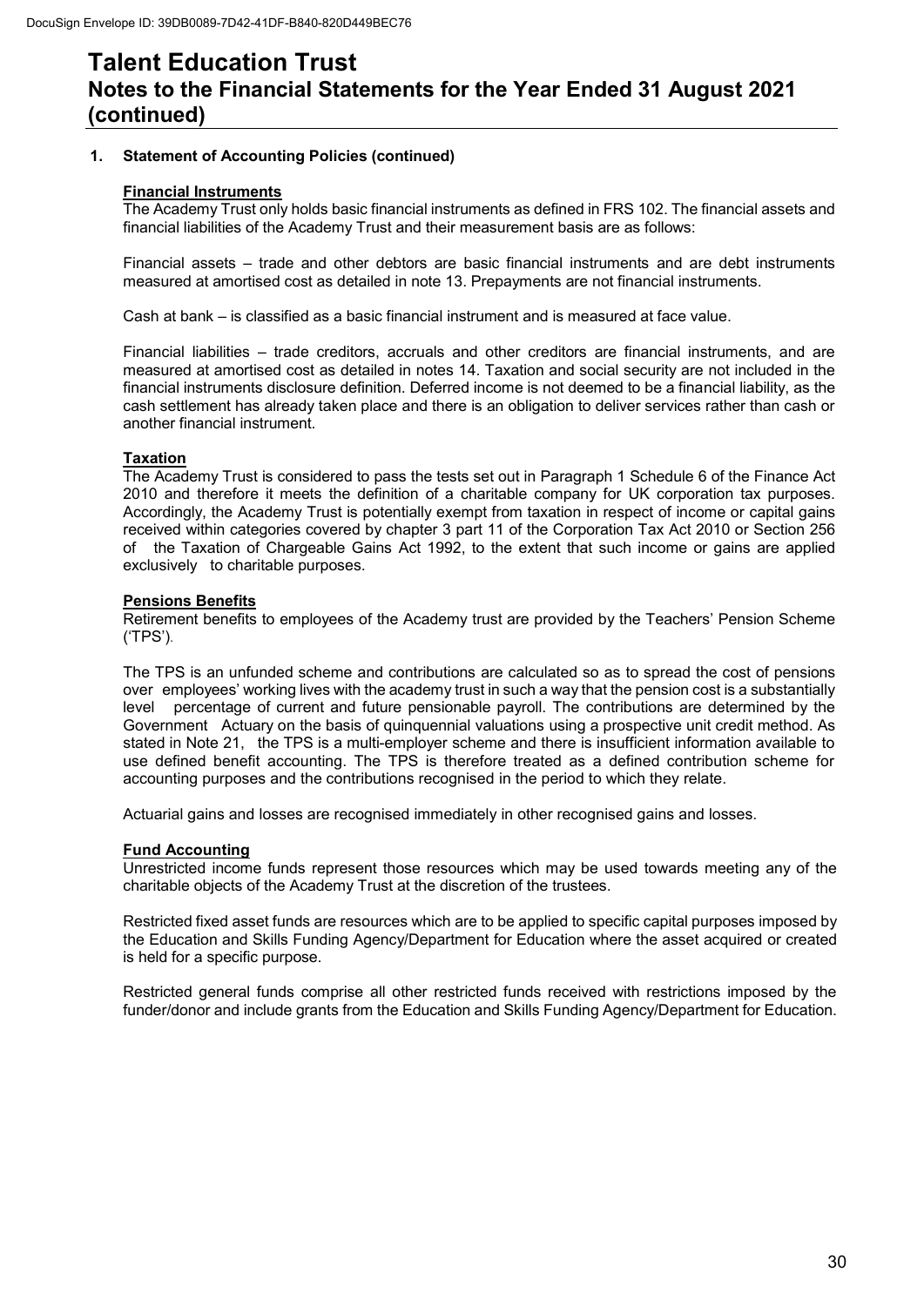# Talent Education Trust
## Notes to the Financial Statements for the Year Ended 31 August 2021 (continued)

### 1. Statement of Accounting Policies (continued)

**Financial Instruments**

The Academy Trust only holds basic financial instruments as defined in FRS 102. The financial assets and financial liabilities of the Academy Trust and their measurement basis are as follows:

Financial assets – trade and other debtors are basic financial instruments and are debt instruments measured at amortised cost as detailed in note 13. Prepayments are not financial instruments.

Cash at bank – is classified as a basic financial instrument and is measured at face value.

Financial liabilities – trade creditors, accruals and other creditors are financial instruments, and are measured at amortised cost as detailed in notes 14. Taxation and social security are not included in the financial instruments disclosure definition. Deferred income is not deemed to be a financial liability, as the cash settlement has already taken place and there is an obligation to deliver services rather than cash or another financial instrument.

**Taxation**

The Academy Trust is considered to pass the tests set out in Paragraph 1 Schedule 6 of the Finance Act 2010 and therefore it meets the definition of a charitable company for UK corporation tax purposes. Accordingly, the Academy Trust is potentially exempt from taxation in respect of income or capital gains received within categories covered by chapter 3 part 11 of the Corporation Tax Act 2010 or Section 256 of the Taxation of Chargeable Gains Act 1992, to the extent that such income or gains are applied exclusively to charitable purposes.

**Pensions Benefits**

Retirement benefits to employees of the Academy trust are provided by the Teachers' Pension Scheme ('TPS').

The TPS is an unfunded scheme and contributions are calculated so as to spread the cost of pensions over employees' working lives with the academy trust in such a way that the pension cost is a substantially level percentage of current and future pensionable payroll. The contributions are determined by the Government Actuary on the basis of quinquennial valuations using a prospective unit credit method. As stated in Note 21, the TPS is a multi-employer scheme and there is insufficient information available to use defined benefit accounting. The TPS is therefore treated as a defined contribution scheme for accounting purposes and the contributions recognised in the period to which they relate.

Actuarial gains and losses are recognised immediately in other recognised gains and losses.

**Fund Accounting**

Unrestricted income funds represent those resources which may be used towards meeting any of the charitable objects of the Academy Trust at the discretion of the trustees.

Restricted fixed asset funds are resources which are to be applied to specific capital purposes imposed by the Education and Skills Funding Agency/Department for Education where the asset acquired or created is held for a specific purpose.

Restricted general funds comprise all other restricted funds received with restrictions imposed by the funder/donor and include grants from the Education and Skills Funding Agency/Department for Education.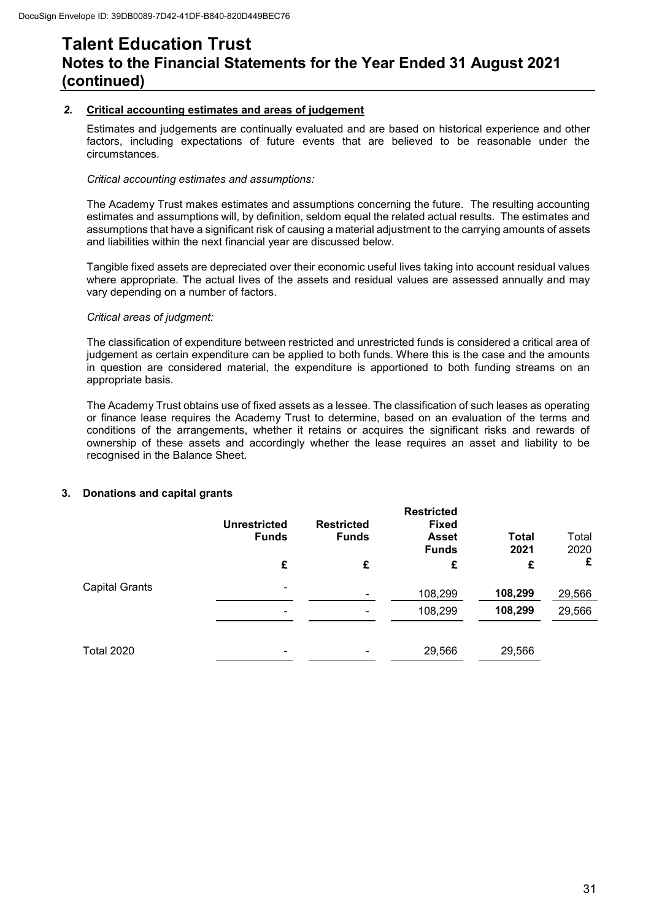# Talent Education Trust

## Notes to the Financial Statements for the Year Ended 31 August 2021 (continued)

### *2.* Critical accounting estimates and areas of judgement

Estimates and judgements are continually evaluated and are based on historical experience and other factors, including expectations of future events that are believed to be reasonable under the circumstances.

*Critical accounting estimates and assumptions:*

The Academy Trust makes estimates and assumptions concerning the future. The resulting accounting estimates and assumptions will, by definition, seldom equal the related actual results. The estimates and assumptions that have a significant risk of causing a material adjustment to the carrying amounts of assets and liabilities within the next financial year are discussed below.

Tangible fixed assets are depreciated over their economic useful lives taking into account residual values where appropriate. The actual lives of the assets and residual values are assessed annually and may vary depending on a number of factors.

*Critical areas of judgment:*

The classification of expenditure between restricted and unrestricted funds is considered a critical area of judgement as certain expenditure can be applied to both funds. Where this is the case and the amounts in question are considered material, the expenditure is apportioned to both funding streams on an appropriate basis.

The Academy Trust obtains use of fixed assets as a lessee. The classification of such leases as operating or finance lease requires the Academy Trust to determine, based on an evaluation of the terms and conditions of the arrangements, whether it retains or acquires the significant risks and rewards of ownership of these assets and accordingly whether the lease requires an asset and liability to be recognised in the Balance Sheet.

### 3. Donations and capital grants

| | Unrestricted Funds | Restricted Funds | Restricted Fixed Asset Funds | Total 2021 | Total 2020 |
|---|---|---|---|---|---|
| | £ | £ | £ | £ | £ |
| Capital Grants | - | - | 108,299 | **108,299** | 29,566 |
| | - | - | 108,299 | **108,299** | 29,566 |
| Total 2020 | - | - | 29,566 | 29,566 | |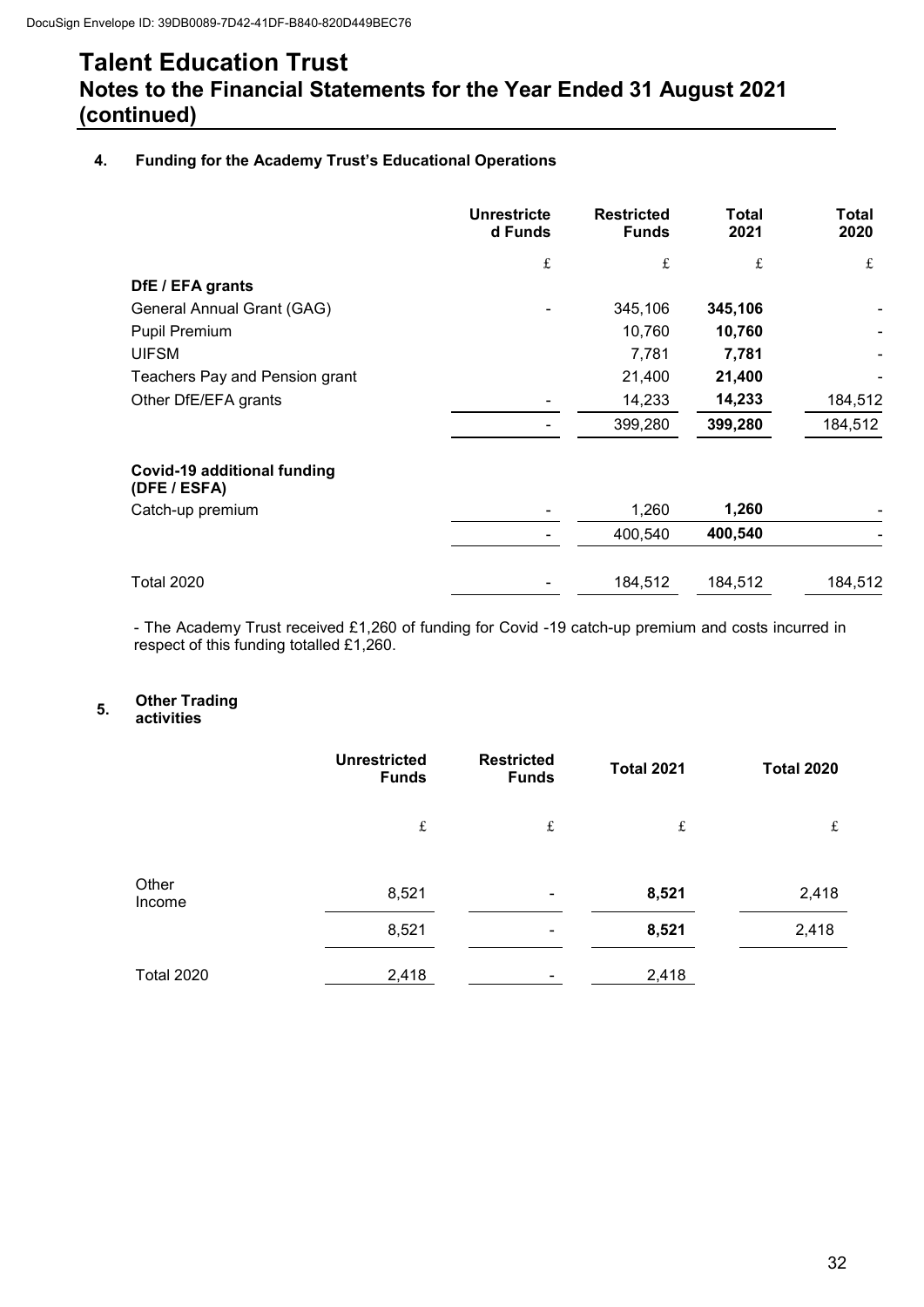DocuSign Envelope ID: 39DB0089-7D42-41DF-B840-820D449BEC76

# Talent Education Trust

## Notes to the Financial Statements for the Year Ended 31 August 2021 (continued)

### 4. Funding for the Academy Trust's Educational Operations

| | Unrestricted Funds | Restricted Funds | Total 2021 | Total 2020 |
|---|---|---|---|---|
| | £ | £ | £ | £ |
| **DfE / EFA grants** | | | | |
| General Annual Grant (GAG) | - | 345,106 | **345,106** | - |
| Pupil Premium | | 10,760 | **10,760** | - |
| UIFSM | | 7,781 | **7,781** | - |
| Teachers Pay and Pension grant | | 21,400 | **21,400** | - |
| Other DfE/EFA grants | - | 14,233 | **14,233** | 184,512 |
| | - | 399,280 | **399,280** | 184,512 |
| **Covid-19 additional funding (DFE / ESFA)** | | | | |
| Catch-up premium | - | 1,260 | **1,260** | - |
| | - | 400,540 | **400,540** | - |
| Total 2020 | - | 184,512 | 184,512 | 184,512 |

- The Academy Trust received £1,260 of funding for Covid -19 catch-up premium and costs incurred in respect of this funding totalled £1,260.

### 5. Other Trading activities

| | Unrestricted Funds | Restricted Funds | Total 2021 | Total 2020 |
|---|---|---|---|---|
| | £ | £ | £ | £ |
| Other Income | 8,521 | - | **8,521** | 2,418 |
| | 8,521 | - | **8,521** | 2,418 |
| Total 2020 | 2,418 | - | 2,418 | |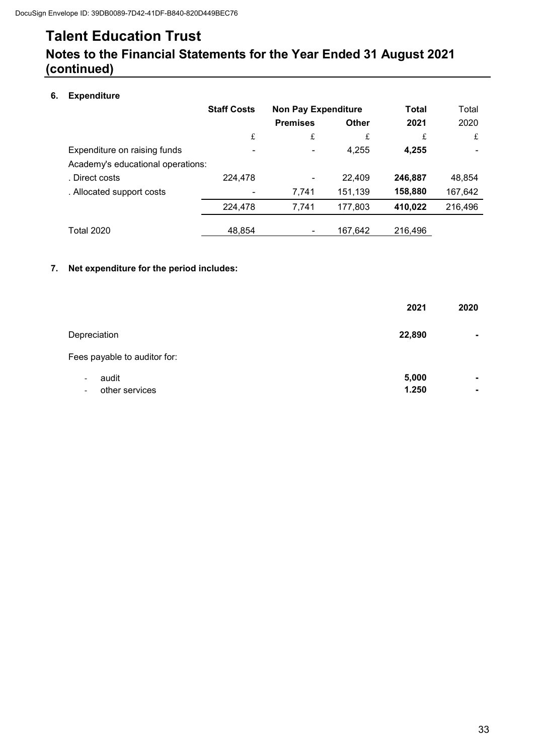DocuSign Envelope ID: 39DB0089-7D42-41DF-B840-820D449BEC76

# Talent Education Trust

## Notes to the Financial Statements for the Year Ended 31 August 2021 (continued)

### 6. Expenditure

| | Staff Costs | Non Pay Expenditure | | Total | Total |
|---|---|---|---|---|---|
| | | Premises | Other | 2021 | 2020 |
| | £ | £ | £ | £ | £ |
| Expenditure on raising funds | - | - | 4,255 | **4,255** | - |
| Academy's educational operations: | | | | | |
| . Direct costs | 224,478 | - | 22,409 | **246,887** | 48,854 |
| . Allocated support costs | - | 7,741 | 151,139 | **158,880** | 167,642 |
| | 224,478 | 7,741 | 177,803 | **410,022** | 216,496 |
| Total 2020 | 48,854 | - | 167,642 | 216,496 | |

### 7. Net expenditure for the period includes:

| | 2021 | 2020 |
|---|---|---|
| Depreciation | **22,890** | - |
| Fees payable to auditor for: | | |
| - audit | **5,000** | - |
| - other services | **1.250** | - |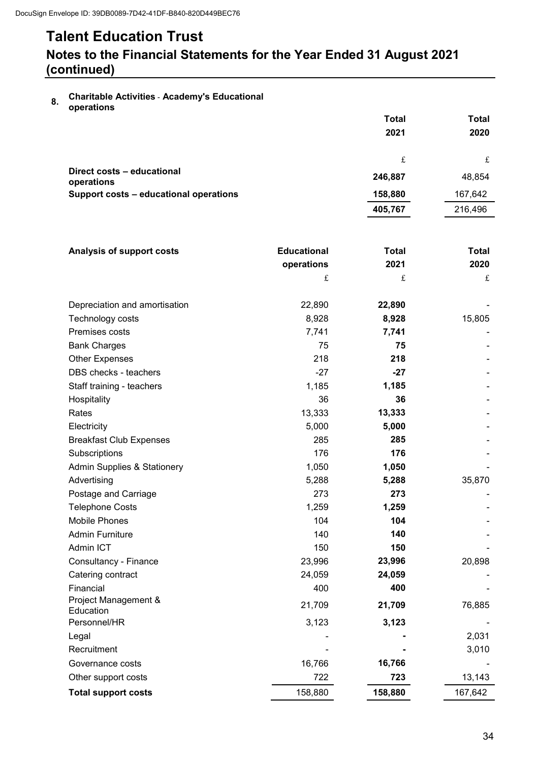DocuSign Envelope ID: 39DB0089-7D42-41DF-B840-820D449BEC76

# Talent Education Trust

## Notes to the Financial Statements for the Year Ended 31 August 2021 (continued)

### 8. Charitable Activities - Academy's Educational operations

| | Total 2021 | Total 2020 |
|---|---|---|
| | £ | £ |
| **Direct costs – educational operations** | **246,887** | 48,854 |
| **Support costs – educational operations** | **158,880** | 167,642 |
| | **405,767** | 216,496 |

| **Analysis of support costs** | **Educational operations** | **Total 2021** | **Total 2020** |
|---|---|---|---|
| | £ | £ | £ |
| Depreciation and amortisation | 22,890 | **22,890** | - |
| Technology costs | 8,928 | **8,928** | 15,805 |
| Premises costs | 7,741 | **7,741** | - |
| Bank Charges | 75 | **75** | - |
| Other Expenses | 218 | **218** | - |
| DBS checks - teachers | -27 | **-27** | - |
| Staff training - teachers | 1,185 | **1,185** | - |
| Hospitality | 36 | **36** | - |
| Rates | 13,333 | **13,333** | - |
| Electricity | 5,000 | **5,000** | - |
| Breakfast Club Expenses | 285 | **285** | - |
| Subscriptions | 176 | **176** | - |
| Admin Supplies & Stationery | 1,050 | **1,050** | - |
| Advertising | 5,288 | **5,288** | 35,870 |
| Postage and Carriage | 273 | **273** | - |
| Telephone Costs | 1,259 | **1,259** | - |
| Mobile Phones | 104 | **104** | - |
| Admin Furniture | 140 | **140** | - |
| Admin ICT | 150 | **150** | - |
| Consultancy - Finance | 23,996 | **23,996** | 20,898 |
| Catering contract | 24,059 | **24,059** | - |
| Financial | 400 | **400** | - |
| Project Management & Education | 21,709 | **21,709** | 76,885 |
| Personnel/HR | 3,123 | **3,123** | - |
| Legal | - | **-** | 2,031 |
| Recruitment | - | **-** | 3,010 |
| Governance costs | 16,766 | **16,766** | - |
| Other support costs | 722 | **723** | 13,143 |
| **Total support costs** | 158,880 | **158,880** | 167,642 |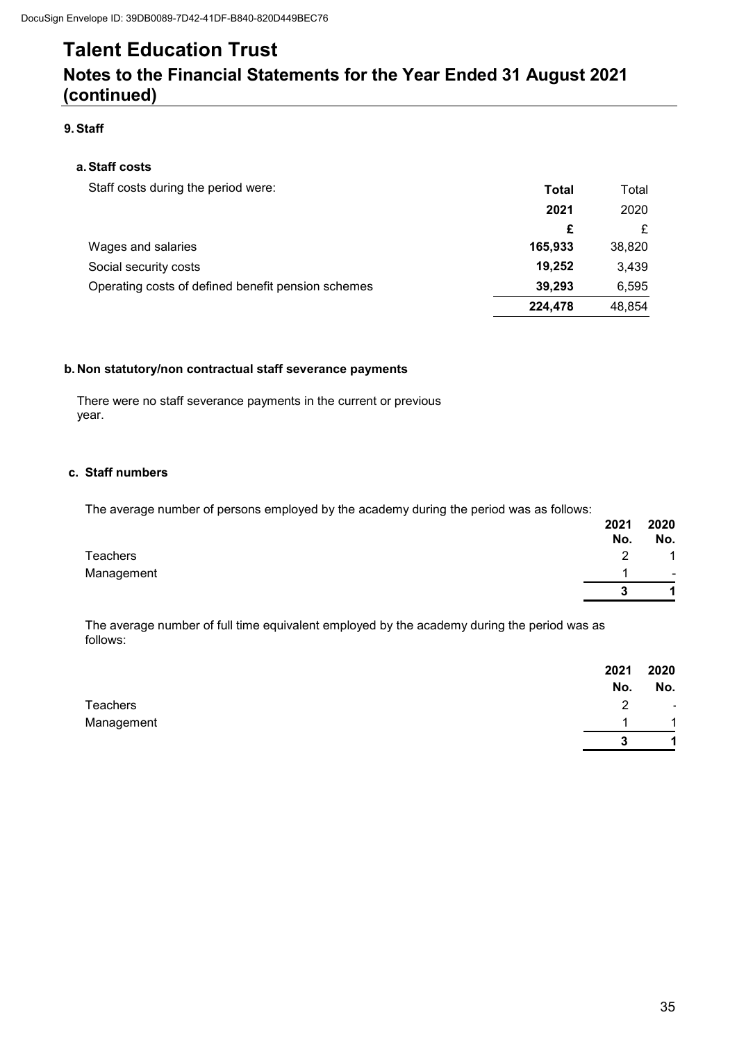DocuSign Envelope ID: 39DB0089-7D42-41DF-B840-820D449BEC76

# Talent Education Trust

## Notes to the Financial Statements for the Year Ended 31 August 2021 (continued)

### 9. Staff

#### a. Staff costs

Staff costs during the period were:

| | **Total 2021 £** | Total 2020 £ |
|---|---|---|
| Wages and salaries | **165,933** | 38,820 |
| Social security costs | **19,252** | 3,439 |
| Operating costs of defined benefit pension schemes | **39,293** | 6,595 |
| | **224,478** | 48,854 |

#### b. Non statutory/non contractual staff severance payments

There were no staff severance payments in the current or previous year.

#### c. Staff numbers

The average number of persons employed by the academy during the period was as follows:

| | **2021 No.** | **2020 No.** |
|---|---|---|
| Teachers | 2 | 1 |
| Management | 1 | - |
| | **3** | **1** |

The average number of full time equivalent employed by the academy during the period was as follows:

| | **2021 No.** | **2020 No.** |
|---|---|---|
| Teachers | 2 | - |
| Management | 1 | 1 |
| | **3** | **1** |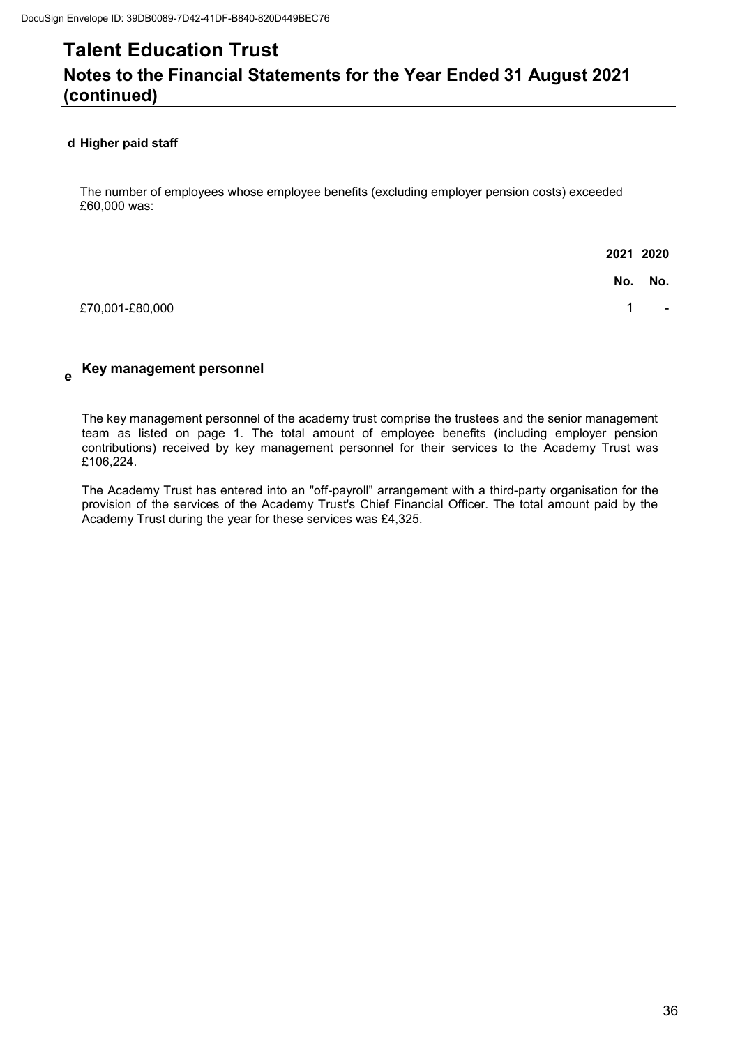# Talent Education Trust

## Notes to the Financial Statements for the Year Ended 31 August 2021 (continued)

### d Higher paid staff

The number of employees whose employee benefits (excluding employer pension costs) exceeded £60,000 was:

| | 2021 | 2020 |
|---|---|---|
| | No. | No. |
| £70,001-£80,000 | 1 | - |

### e Key management personnel

The key management personnel of the academy trust comprise the trustees and the senior management team as listed on page 1. The total amount of employee benefits (including employer pension contributions) received by key management personnel for their services to the Academy Trust was £106,224.

The Academy Trust has entered into an "off-payroll" arrangement with a third-party organisation for the provision of the services of the Academy Trust's Chief Financial Officer. The total amount paid by the Academy Trust during the year for these services was £4,325.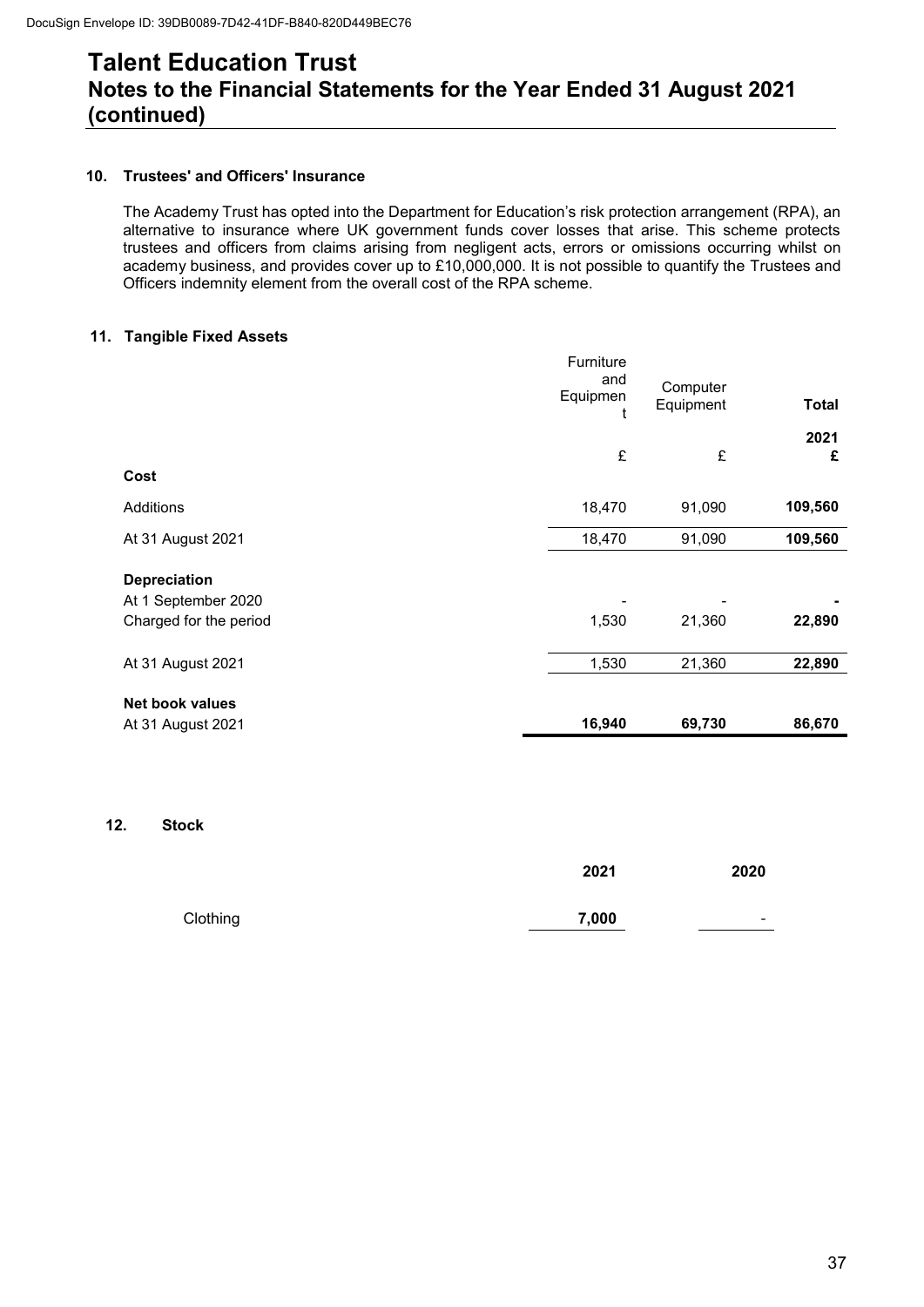# Talent Education Trust

## Notes to the Financial Statements for the Year Ended 31 August 2021 (continued)

### 10. Trustees' and Officers' Insurance

The Academy Trust has opted into the Department for Education's risk protection arrangement (RPA), an alternative to insurance where UK government funds cover losses that arise. This scheme protects trustees and officers from claims arising from negligent acts, errors or omissions occurring whilst on academy business, and provides cover up to £10,000,000. It is not possible to quantify the Trustees and Officers indemnity element from the overall cost of the RPA scheme.

### 11. Tangible Fixed Assets

| | Furniture and Equipment | Computer Equipment | **Total** |
|---|---|---|---|
| | | | **2021** |
| | £ | £ | **£** |
| **Cost** | | | |
| Additions | 18,470 | 91,090 | **109,560** |
| At 31 August 2021 | 18,470 | 91,090 | **109,560** |
| **Depreciation** | | | |
| At 1 September 2020 | - | - | **-** |
| Charged for the period | 1,530 | 21,360 | **22,890** |
| At 31 August 2021 | 1,530 | 21,360 | **22,890** |
| **Net book values** | | | |
| At 31 August 2021 | **16,940** | **69,730** | **86,670** |

### 12. Stock

| | **2021** | **2020** |
|---|---|---|
| Clothing | **7,000** | - |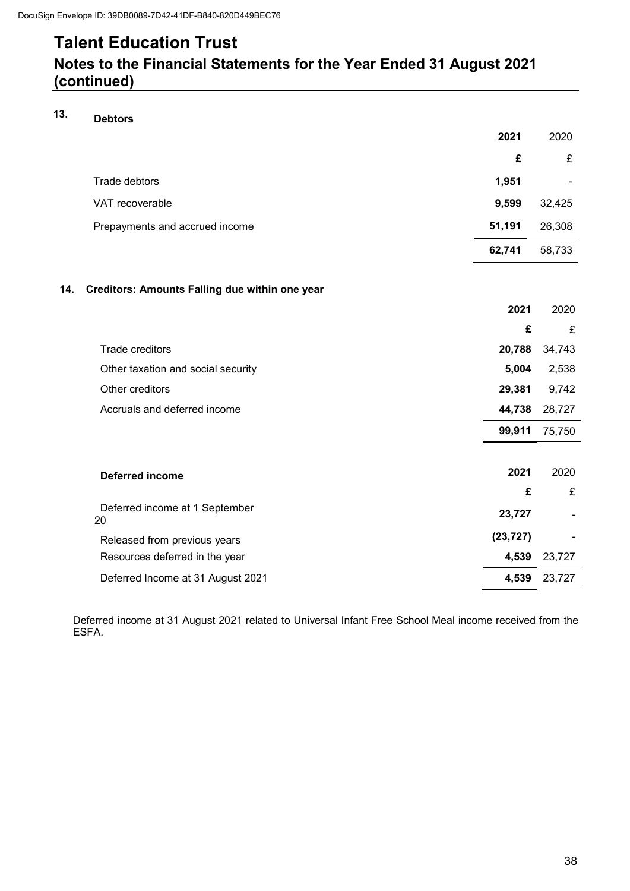DocuSign Envelope ID: 39DB0089-7D42-41DF-B840-820D449BEC76

# Talent Education Trust

## Notes to the Financial Statements for the Year Ended 31 August 2021 (continued)

### 13. Debtors

| | 2021 | 2020 |
|---|---|---|
| | £ | £ |
| Trade debtors | **1,951** | - |
| VAT recoverable | **9,599** | 32,425 |
| Prepayments and accrued income | **51,191** | 26,308 |
| | **62,741** | 58,733 |

### 14. Creditors: Amounts Falling due within one year

| | 2021 | 2020 |
|---|---|---|
| | £ | £ |
| Trade creditors | **20,788** | 34,743 |
| Other taxation and social security | **5,004** | 2,538 |
| Other creditors | **29,381** | 9,742 |
| Accruals and deferred income | **44,738** | 28,727 |
| | **99,911** | 75,750 |

| **Deferred income** | 2021 | 2020 |
|---|---|---|
| | £ | £ |
| Deferred income at 1 September 20 | **23,727** | - |
| Released from previous years | **(23,727)** | - |
| Resources deferred in the year | **4,539** | 23,727 |
| Deferred Income at 31 August 2021 | **4,539** | 23,727 |

Deferred income at 31 August 2021 related to Universal Infant Free School Meal income received from the ESFA.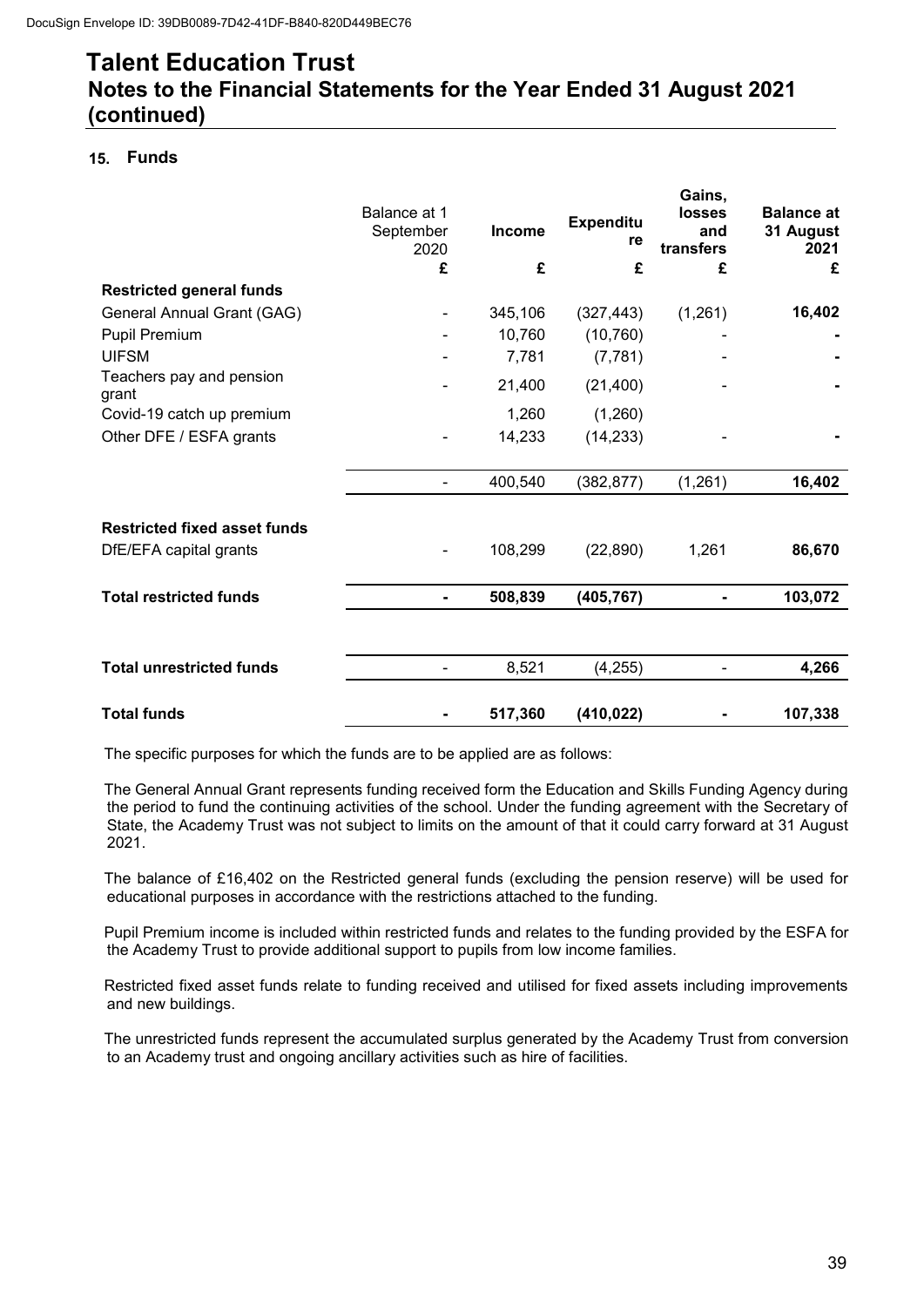# Talent Education Trust

## Notes to the Financial Statements for the Year Ended 31 August 2021 (continued)

### 15. Funds

| | Balance at 1 September 2020 | Income | Expenditure | Gains, losses and transfers | Balance at 31 August 2021 |
|---|---|---|---|---|---|
| | £ | £ | £ | £ | £ |
| **Restricted general funds** | | | | | |
| General Annual Grant (GAG) | - | 345,106 | (327,443) | (1,261) | **16,402** |
| Pupil Premium | - | 10,760 | (10,760) | - | **-** |
| UIFSM | - | 7,781 | (7,781) | - | **-** |
| Teachers pay and pension grant | - | 21,400 | (21,400) | - | **-** |
| Covid-19 catch up premium | | 1,260 | (1,260) | | |
| Other DFE / ESFA grants | - | 14,233 | (14,233) | - | **-** |
| | - | 400,540 | (382,877) | (1,261) | **16,402** |
| **Restricted fixed asset funds** | | | | | |
| DfE/EFA capital grants | - | 108,299 | (22,890) | 1,261 | **86,670** |
| **Total restricted funds** | **-** | **508,839** | **(405,767)** | **-** | **103,072** |
| **Total unrestricted funds** | - | 8,521 | (4,255) | - | **4,266** |
| **Total funds** | **-** | **517,360** | **(410,022)** | **-** | **107,338** |

The specific purposes for which the funds are to be applied are as follows:

The General Annual Grant represents funding received form the Education and Skills Funding Agency during the period to fund the continuing activities of the school. Under the funding agreement with the Secretary of State, the Academy Trust was not subject to limits on the amount of that it could carry forward at 31 August 2021.

The balance of £16,402 on the Restricted general funds (excluding the pension reserve) will be used for educational purposes in accordance with the restrictions attached to the funding.

Pupil Premium income is included within restricted funds and relates to the funding provided by the ESFA for the Academy Trust to provide additional support to pupils from low income families.

Restricted fixed asset funds relate to funding received and utilised for fixed assets including improvements and new buildings.

The unrestricted funds represent the accumulated surplus generated by the Academy Trust from conversion to an Academy trust and ongoing ancillary activities such as hire of facilities.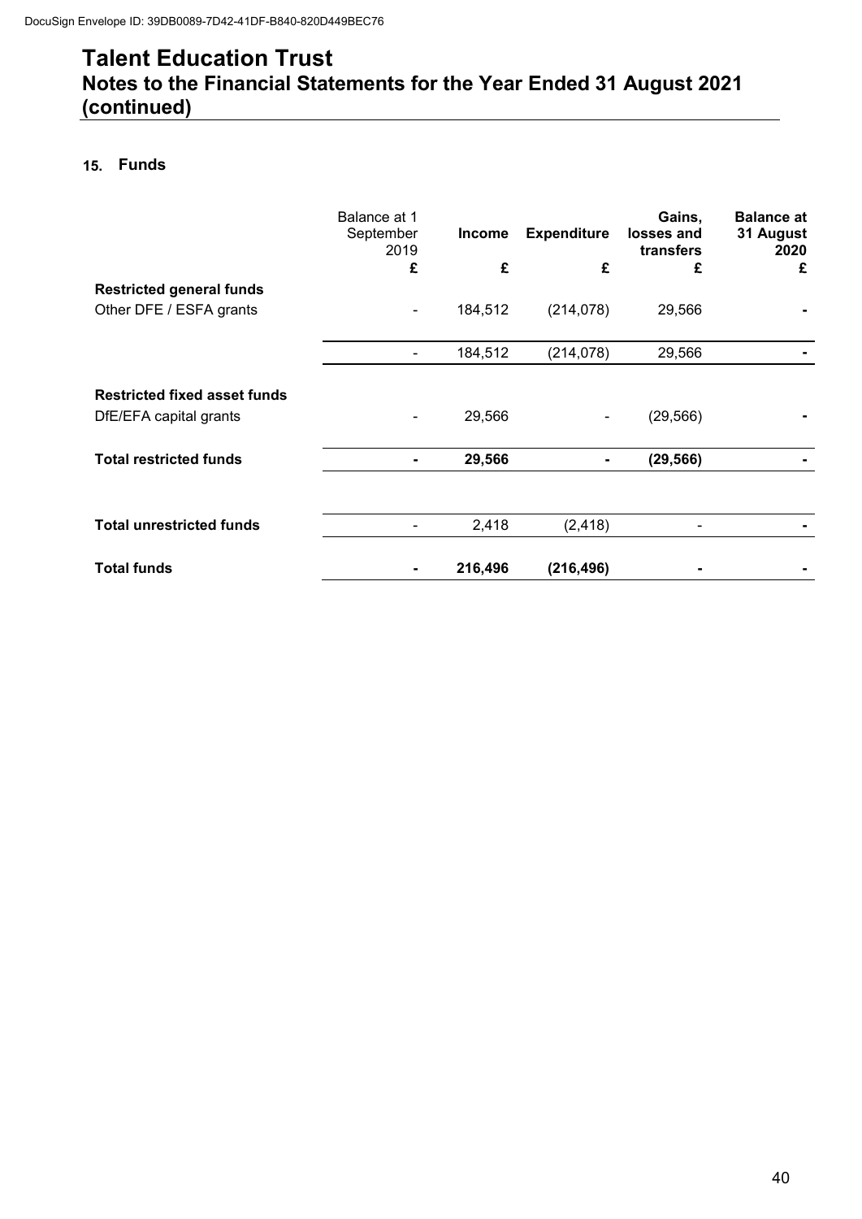# Talent Education Trust

## Notes to the Financial Statements for the Year Ended 31 August 2021 (continued)

### 15. Funds

| | Balance at 1 September 2019 | **Income** | **Expenditure** | **Gains, losses and transfers** | **Balance at 31 August 2020** |
|---|---|---|---|---|---|
| | £ | £ | £ | £ | £ |
| **Restricted general funds** | | | | | |
| Other DFE / ESFA grants | - | 184,512 | (214,078) | 29,566 | - |
| | - | 184,512 | (214,078) | 29,566 | - |
| **Restricted fixed asset funds** | | | | | |
| DfE/EFA capital grants | - | 29,566 | - | (29,566) | - |
| **Total restricted funds** | **-** | **29,566** | **-** | **(29,566)** | **-** |
| **Total unrestricted funds** | - | 2,418 | (2,418) | - | - |
| **Total funds** | **-** | **216,496** | **(216,496)** | **-** | **-** |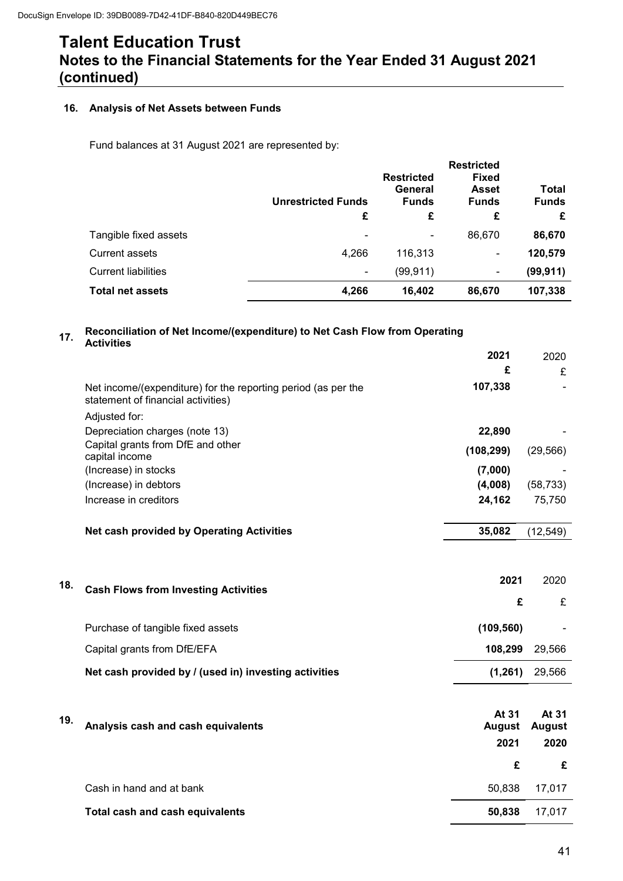# Talent Education Trust

## Notes to the Financial Statements for the Year Ended 31 August 2021 (continued)

### 16. Analysis of Net Assets between Funds

Fund balances at 31 August 2021 are represented by:

| | Unrestricted Funds | Restricted General Funds | Restricted Fixed Asset Funds | Total Funds |
|---|---|---|---|---|
| | £ | £ | £ | £ |
| Tangible fixed assets | - | - | 86,670 | **86,670** |
| Current assets | 4,266 | 116,313 | - | **120,579** |
| Current liabilities | - | (99,911) | - | **(99,911)** |
| **Total net assets** | **4,266** | **16,402** | **86,670** | **107,338** |

### 17. Reconciliation of Net Income/(expenditure) to Net Cash Flow from Operating Activities

| | 2021 | 2020 |
|---|---|---|
| | £ | £ |
| Net income/(expenditure) for the reporting period (as per the statement of financial activities) | **107,338** | - |
| Adjusted for: | | |
| Depreciation charges (note 13) | **22,890** | - |
| Capital grants from DfE and other capital income | **(108,299)** | (29,566) |
| (Increase) in stocks | **(7,000)** | - |
| (Increase) in debtors | **(4,008)** | (58,733) |
| Increase in creditors | **24,162** | 75,750 |
| **Net cash provided by Operating Activities** | **35,082** | (12,549) |

### 18. Cash Flows from Investing Activities

| | 2021 | 2020 |
|---|---|---|
| | £ | £ |
| Purchase of tangible fixed assets | **(109,560)** | - |
| Capital grants from DfE/EFA | **108,299** | 29,566 |
| **Net cash provided by / (used in) investing activities** | **(1,261)** | 29,566 |

### 19. Analysis cash and cash equivalents

| | At 31 August 2021 | At 31 August 2020 |
|---|---|---|
| | £ | £ |
| Cash in hand and at bank | 50,838 | 17,017 |
| **Total cash and cash equivalents** | **50,838** | 17,017 |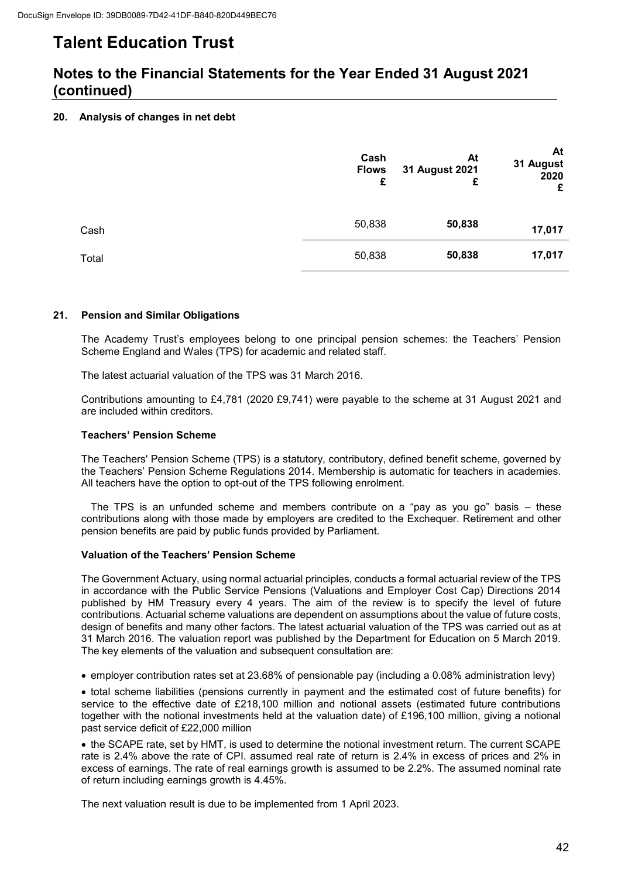# Talent Education Trust

## Notes to the Financial Statements for the Year Ended 31 August 2021 (continued)

### 20. Analysis of changes in net debt

| | Cash Flows £ | At 31 August 2021 £ | At 31 August 2020 £ |
|---|---|---|---|
| Cash | 50,838 | **50,838** | **17,017** |
| Total | 50,838 | **50,838** | **17,017** |

### 21. Pension and Similar Obligations

The Academy Trust's employees belong to one principal pension schemes: the Teachers' Pension Scheme England and Wales (TPS) for academic and related staff.

The latest actuarial valuation of the TPS was 31 March 2016.

Contributions amounting to £4,781 (2020 £9,741) were payable to the scheme at 31 August 2021 and are included within creditors.

**Teachers' Pension Scheme**

The Teachers' Pension Scheme (TPS) is a statutory, contributory, defined benefit scheme, governed by the Teachers' Pension Scheme Regulations 2014. Membership is automatic for teachers in academies. All teachers have the option to opt-out of the TPS following enrolment.

The TPS is an unfunded scheme and members contribute on a "pay as you go" basis – these contributions along with those made by employers are credited to the Exchequer. Retirement and other pension benefits are paid by public funds provided by Parliament.

**Valuation of the Teachers' Pension Scheme**

The Government Actuary, using normal actuarial principles, conducts a formal actuarial review of the TPS in accordance with the Public Service Pensions (Valuations and Employer Cost Cap) Directions 2014 published by HM Treasury every 4 years. The aim of the review is to specify the level of future contributions. Actuarial scheme valuations are dependent on assumptions about the value of future costs, design of benefits and many other factors. The latest actuarial valuation of the TPS was carried out as at 31 March 2016. The valuation report was published by the Department for Education on 5 March 2019. The key elements of the valuation and subsequent consultation are:

- employer contribution rates set at 23.68% of pensionable pay (including a 0.08% administration levy)
- total scheme liabilities (pensions currently in payment and the estimated cost of future benefits) for service to the effective date of £218,100 million and notional assets (estimated future contributions together with the notional investments held at the valuation date) of £196,100 million, giving a notional past service deficit of £22,000 million
- the SCAPE rate, set by HMT, is used to determine the notional investment return. The current SCAPE rate is 2.4% above the rate of CPI. assumed real rate of return is 2.4% in excess of prices and 2% in excess of earnings. The rate of real earnings growth is assumed to be 2.2%. The assumed nominal rate of return including earnings growth is 4.45%.

The next valuation result is due to be implemented from 1 April 2023.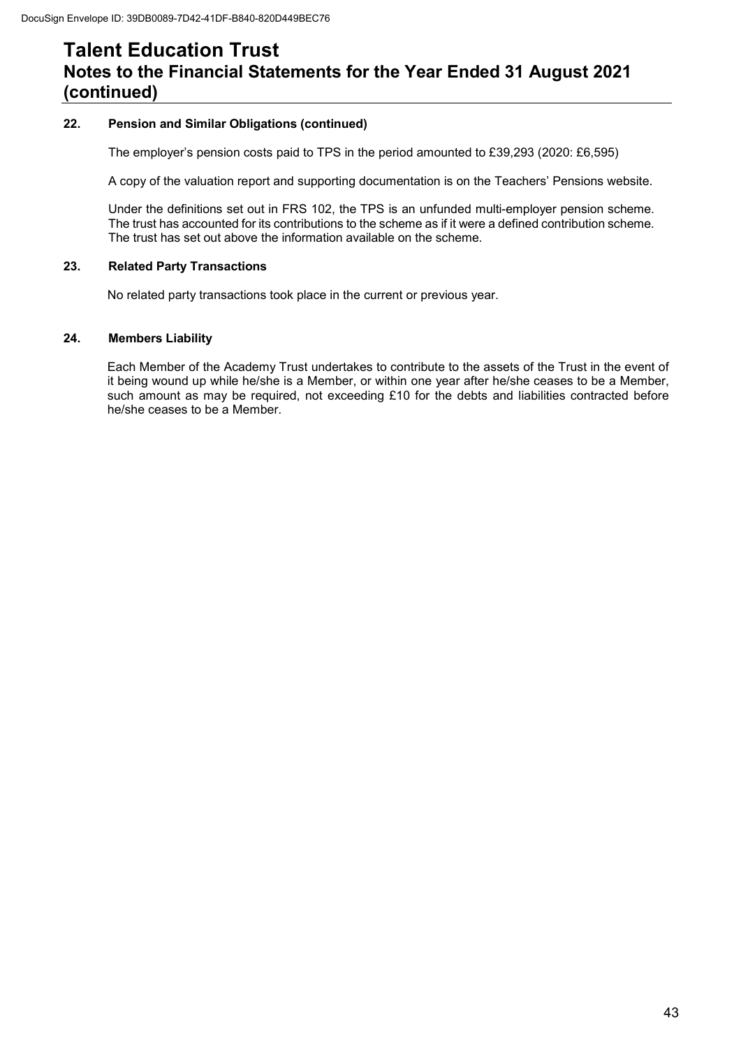# Talent Education Trust
## Notes to the Financial Statements for the Year Ended 31 August 2021 (continued)

### 22. Pension and Similar Obligations (continued)

The employer's pension costs paid to TPS in the period amounted to £39,293 (2020: £6,595)

A copy of the valuation report and supporting documentation is on the Teachers' Pensions website.

Under the definitions set out in FRS 102, the TPS is an unfunded multi-employer pension scheme. The trust has accounted for its contributions to the scheme as if it were a defined contribution scheme. The trust has set out above the information available on the scheme.

### 23. Related Party Transactions

No related party transactions took place in the current or previous year.

### 24. Members Liability

Each Member of the Academy Trust undertakes to contribute to the assets of the Trust in the event of it being wound up while he/she is a Member, or within one year after he/she ceases to be a Member, such amount as may be required, not exceeding £10 for the debts and liabilities contracted before he/she ceases to be a Member.